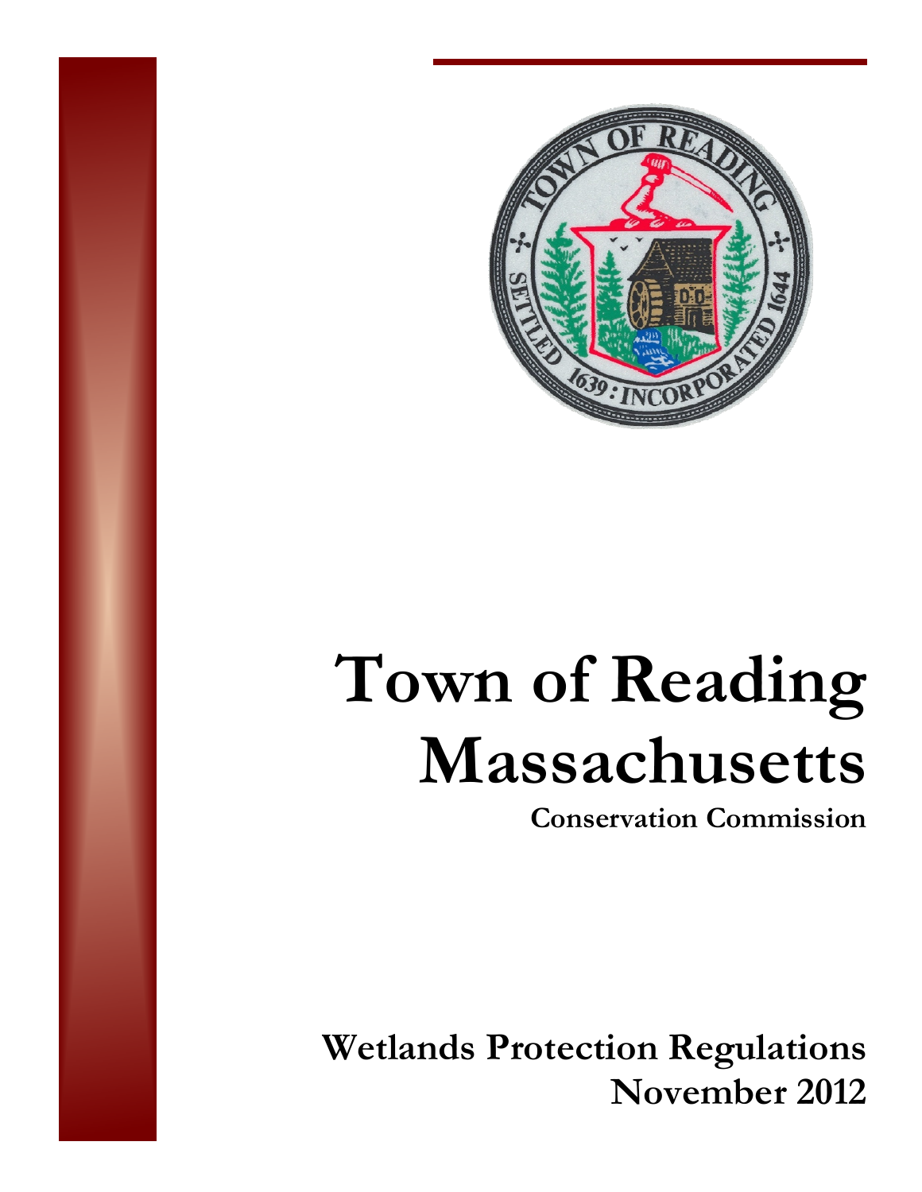# Town of Reading Massachusetts

**Conservation Commission**

**Wetlands Protection Regulations**
**November 2012**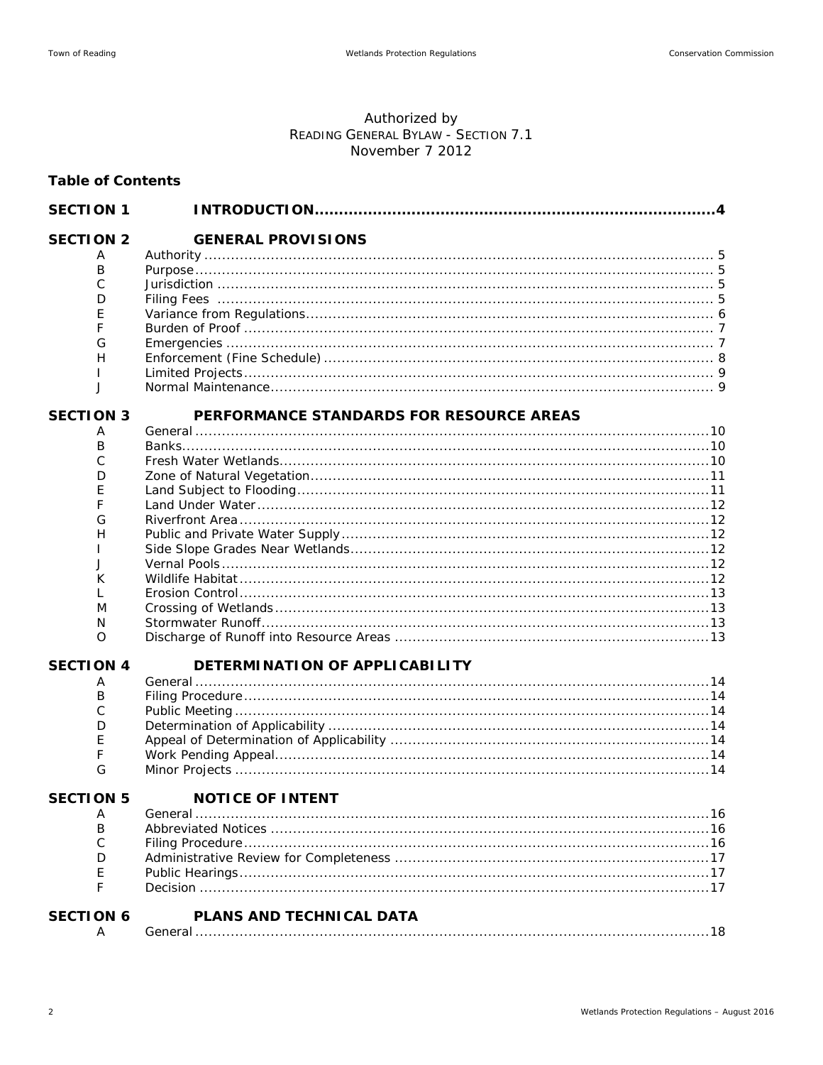Authorized by
READING GENERAL BYLAW - SECTION 7.1
November 7 2012

**Table of Contents**

| | | |
|---|---|---|
| **SECTION 1** | **INTRODUCTION** | **4** |
| **SECTION 2** | **GENERAL PROVISIONS** | |
| A | Authority | 5 |
| B | Purpose | 5 |
| C | Jurisdiction | 5 |
| D | Filing Fees | 5 |
| E | Variance from Regulations | 6 |
| F | Burden of Proof | 7 |
| G | Emergencies | 7 |
| H | Enforcement (Fine Schedule) | 8 |
| I | Limited Projects | 9 |
| J | Normal Maintenance | 9 |
| **SECTION 3** | **PERFORMANCE STANDARDS FOR RESOURCE AREAS** | |
| A | General | 10 |
| B | Banks | 10 |
| C | Fresh Water Wetlands | 10 |
| D | Zone of Natural Vegetation | 11 |
| E | Land Subject to Flooding | 11 |
| F | Land Under Water | 12 |
| G | Riverfront Area | 12 |
| H | Public and Private Water Supply | 12 |
| I | Side Slope Grades Near Wetlands | 12 |
| J | Vernal Pools | 12 |
| K | Wildlife Habitat | 12 |
| L | Erosion Control | 13 |
| M | Crossing of Wetlands | 13 |
| N | Stormwater Runoff | 13 |
| O | Discharge of Runoff into Resource Areas | 13 |
| **SECTION 4** | **DETERMINATION OF APPLICABILITY** | |
| A | General | 14 |
| B | Filing Procedure | 14 |
| C | Public Meeting | 14 |
| D | Determination of Applicability | 14 |
| E | Appeal of Determination of Applicability | 14 |
| F | Work Pending Appeal | 14 |
| G | Minor Projects | 14 |
| **SECTION 5** | **NOTICE OF INTENT** | |
| A | General | 16 |
| B | Abbreviated Notices | 16 |
| C | Filing Procedure | 16 |
| D | Administrative Review for Completeness | 17 |
| E | Public Hearings | 17 |
| F | Decision | 17 |
| **SECTION 6** | **PLANS AND TECHNICAL DATA** | |
| A | General | 18 |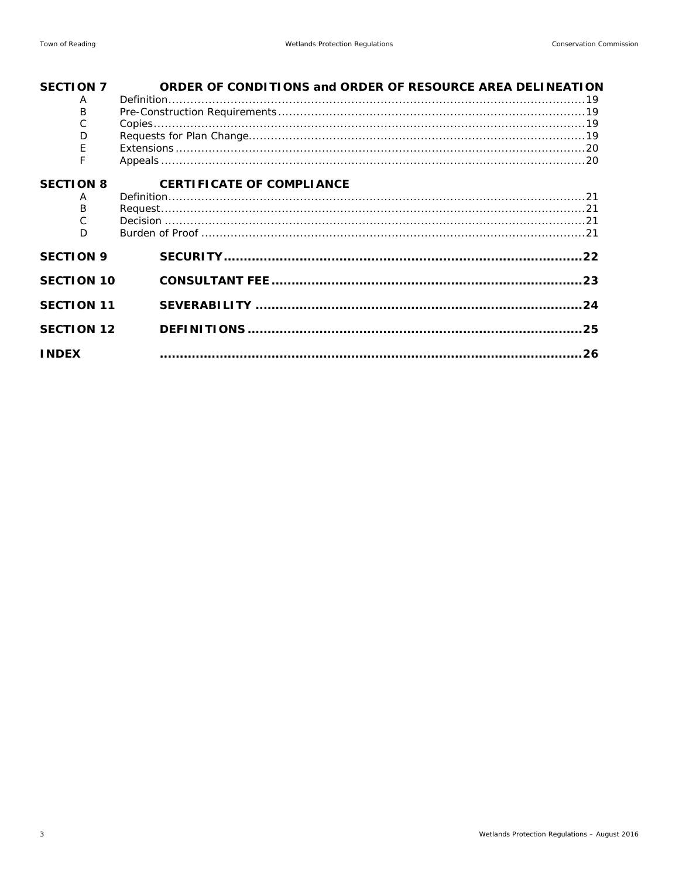**SECTION 7 ORDER OF CONDITIONS and ORDER OF RESOURCE AREA DELINEATION**

| | | |
|---|---|---|
| A | Definition | 19 |
| B | Pre-Construction Requirements | 19 |
| C | Copies | 19 |
| D | Requests for Plan Change | 19 |
| E | Extensions | 20 |
| F | Appeals | 20 |

**SECTION 8 CERTIFICATE OF COMPLIANCE**

| | | |
|---|---|---|
| A | Definition | 21 |
| B | Request | 21 |
| C | Decision | 21 |
| D | Burden of Proof | 21 |

**SECTION 9 SECURITY** ........ **22**

**SECTION 10 CONSULTANT FEE** ........ **23**

**SECTION 11 SEVERABILITY** ........ **24**

**SECTION 12 DEFINITIONS** ........ **25**

**INDEX** ........ **26**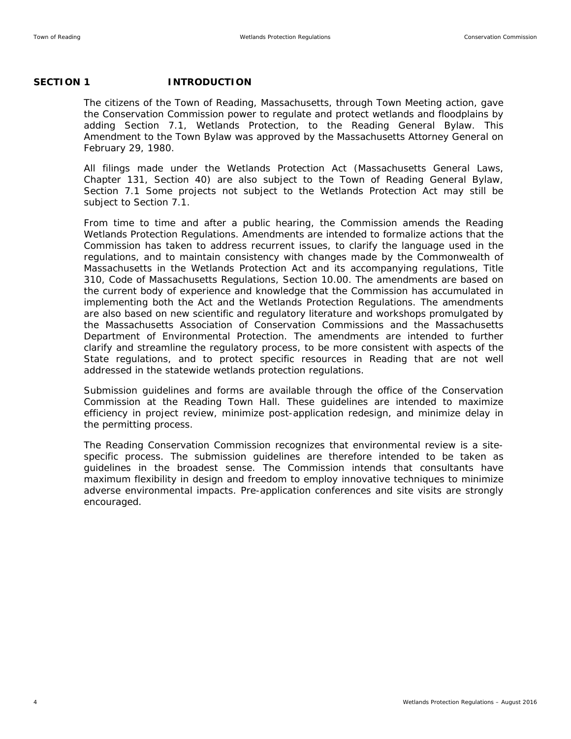# SECTION 1 INTRODUCTION

The citizens of the Town of Reading, Massachusetts, through Town Meeting action, gave the Conservation Commission power to regulate and protect wetlands and floodplains by adding Section 7.1, Wetlands Protection, to the Reading General Bylaw. This Amendment to the Town Bylaw was approved by the Massachusetts Attorney General on February 29, 1980.

All filings made under the Wetlands Protection Act (Massachusetts General Laws, Chapter 131, Section 40) are also subject to the Town of Reading General Bylaw, Section 7.1 Some projects not subject to the Wetlands Protection Act may still be subject to Section 7.1.

From time to time and after a public hearing, the Commission amends the Reading Wetlands Protection Regulations. Amendments are intended to formalize actions that the Commission has taken to address recurrent issues, to clarify the language used in the regulations, and to maintain consistency with changes made by the Commonwealth of Massachusetts in the Wetlands Protection Act and its accompanying regulations, Title 310, Code of Massachusetts Regulations, Section 10.00. The amendments are based on the current body of experience and knowledge that the Commission has accumulated in implementing both the Act and the Wetlands Protection Regulations. The amendments are also based on new scientific and regulatory literature and workshops promulgated by the Massachusetts Association of Conservation Commissions and the Massachusetts Department of Environmental Protection. The amendments are intended to further clarify and streamline the regulatory process, to be more consistent with aspects of the State regulations, and to protect specific resources in Reading that are not well addressed in the statewide wetlands protection regulations.

Submission guidelines and forms are available through the office of the Conservation Commission at the Reading Town Hall. These guidelines are intended to maximize efficiency in project review, minimize post-application redesign, and minimize delay in the permitting process.

The Reading Conservation Commission recognizes that environmental review is a site-specific process. The submission guidelines are therefore intended to be taken as guidelines in the broadest sense. The Commission intends that consultants have maximum flexibility in design and freedom to employ innovative techniques to minimize adverse environmental impacts. Pre-application conferences and site visits are strongly encouraged.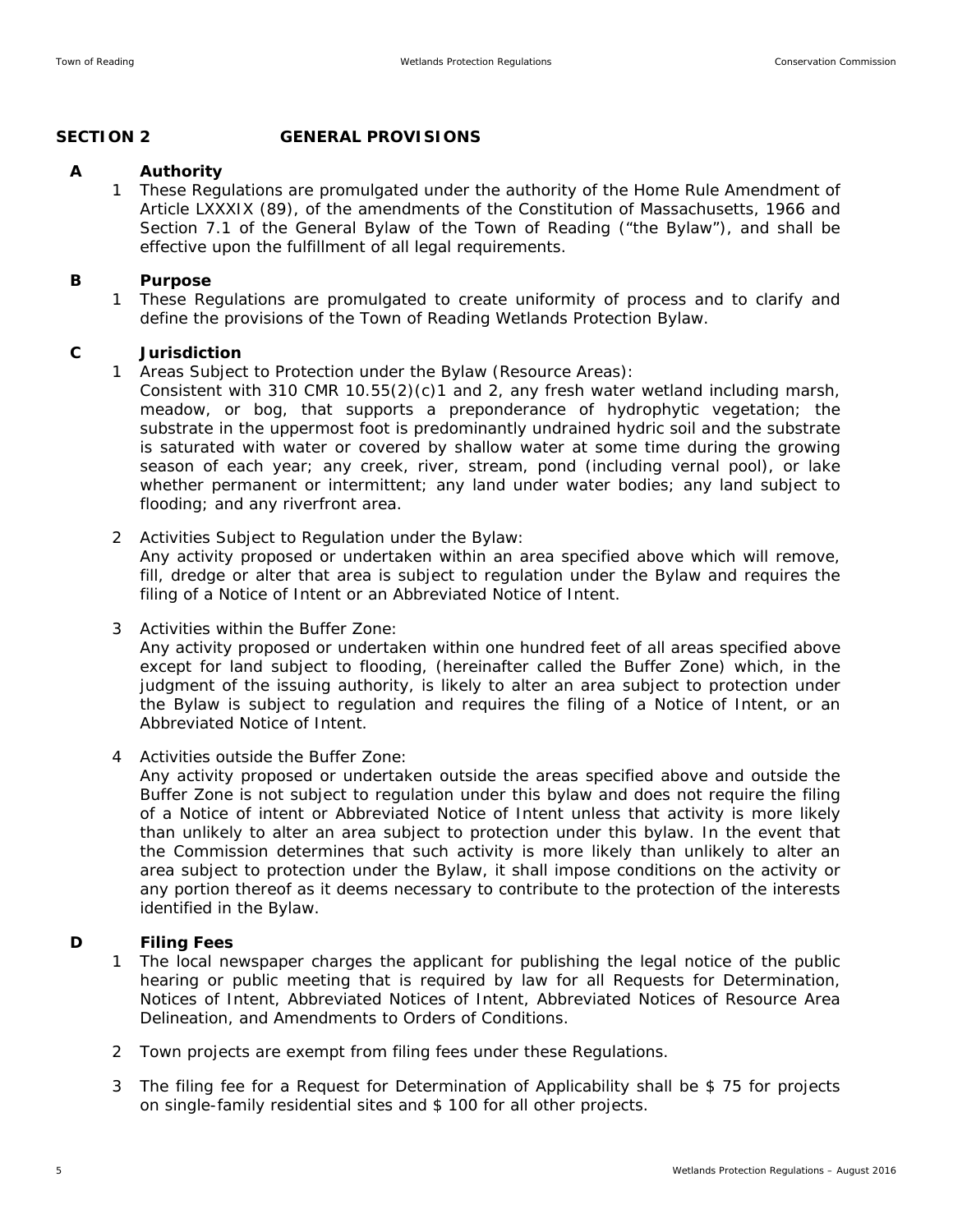## SECTION 2 GENERAL PROVISIONS

### A Authority

1 These Regulations are promulgated under the authority of the Home Rule Amendment of Article LXXXIX (89), of the amendments of the Constitution of Massachusetts, 1966 and Section 7.1 of the General Bylaw of the Town of Reading ("the Bylaw"), and shall be effective upon the fulfillment of all legal requirements.

### B Purpose

1 These Regulations are promulgated to create uniformity of process and to clarify and define the provisions of the Town of Reading Wetlands Protection Bylaw.

### C Jurisdiction

1 Areas Subject to Protection under the Bylaw (Resource Areas):
Consistent with 310 CMR 10.55(2)(c)1 and 2, any fresh water wetland including marsh, meadow, or bog, that supports a preponderance of hydrophytic vegetation; the substrate in the uppermost foot is predominantly undrained hydric soil and the substrate is saturated with water or covered by shallow water at some time during the growing season of each year; any creek, river, stream, pond (including vernal pool), or lake whether permanent or intermittent; any land under water bodies; any land subject to flooding; and any riverfront area.

2 Activities Subject to Regulation under the Bylaw:
Any activity proposed or undertaken within an area specified above which will remove, fill, dredge or alter that area is subject to regulation under the Bylaw and requires the filing of a Notice of Intent or an Abbreviated Notice of Intent.

3 Activities within the Buffer Zone:
Any activity proposed or undertaken within one hundred feet of all areas specified above except for land subject to flooding, (hereinafter called the Buffer Zone) which, in the judgment of the issuing authority, is likely to alter an area subject to protection under the Bylaw is subject to regulation and requires the filing of a Notice of Intent, or an Abbreviated Notice of Intent.

4 Activities outside the Buffer Zone:
Any activity proposed or undertaken outside the areas specified above and outside the Buffer Zone is not subject to regulation under this bylaw and does not require the filing of a Notice of intent or Abbreviated Notice of Intent unless that activity is more likely than unlikely to alter an area subject to protection under this bylaw. In the event that the Commission determines that such activity is more likely than unlikely to alter an area subject to protection under the Bylaw, it shall impose conditions on the activity or any portion thereof as it deems necessary to contribute to the protection of the interests identified in the Bylaw.

### D Filing Fees

1 The local newspaper charges the applicant for publishing the legal notice of the public hearing or public meeting that is required by law for all Requests for Determination, Notices of Intent, Abbreviated Notices of Intent, Abbreviated Notices of Resource Area Delineation, and Amendments to Orders of Conditions.

2 Town projects are exempt from filing fees under these Regulations.

3 The filing fee for a Request for Determination of Applicability shall be $ 75 for projects on single-family residential sites and $ 100 for all other projects.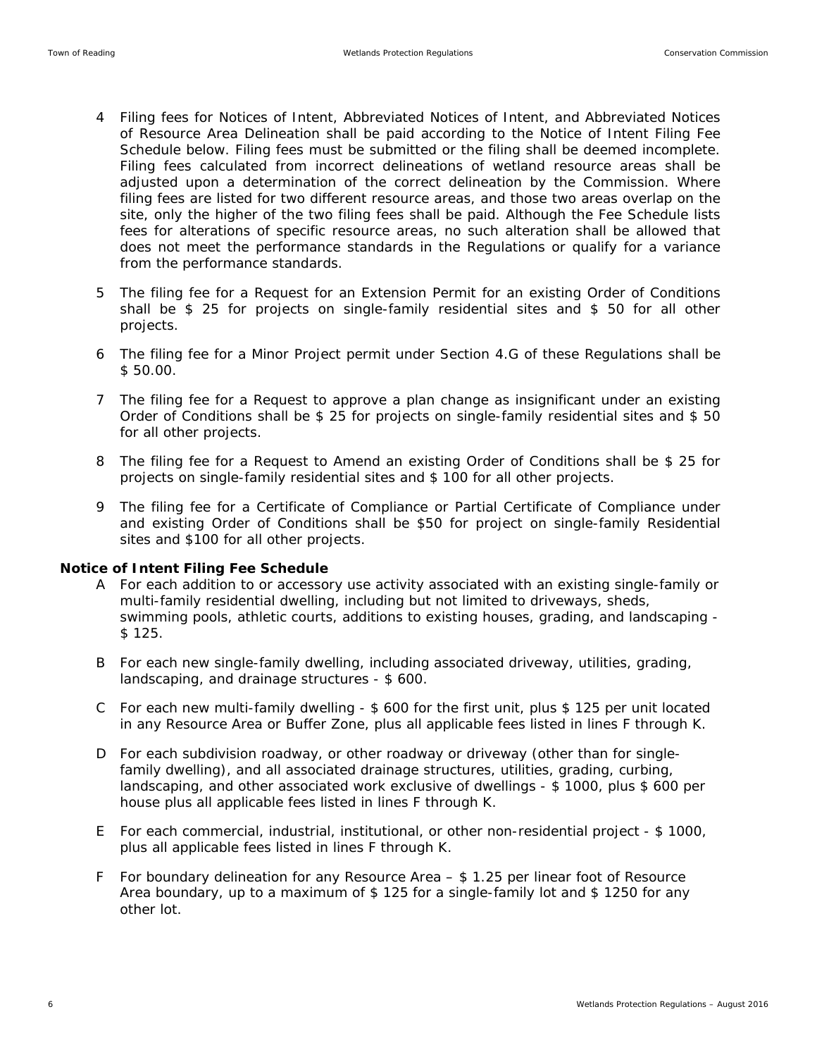4 Filing fees for Notices of Intent, Abbreviated Notices of Intent, and Abbreviated Notices of Resource Area Delineation shall be paid according to the Notice of Intent Filing Fee Schedule below. Filing fees must be submitted or the filing shall be deemed incomplete. Filing fees calculated from incorrect delineations of wetland resource areas shall be adjusted upon a determination of the correct delineation by the Commission. Where filing fees are listed for two different resource areas, and those two areas overlap on the site, only the higher of the two filing fees shall be paid. Although the Fee Schedule lists fees for alterations of specific resource areas, no such alteration shall be allowed that does not meet the performance standards in the Regulations or qualify for a variance from the performance standards.

5 The filing fee for a Request for an Extension Permit for an existing Order of Conditions shall be $ 25 for projects on single-family residential sites and $ 50 for all other projects.

6 The filing fee for a Minor Project permit under Section 4.G of these Regulations shall be $ 50.00.

7 The filing fee for a Request to approve a plan change as insignificant under an existing Order of Conditions shall be $ 25 for projects on single-family residential sites and $ 50 for all other projects.

8 The filing fee for a Request to Amend an existing Order of Conditions shall be $ 25 for projects on single-family residential sites and $ 100 for all other projects.

9 The filing fee for a Certificate of Compliance or Partial Certificate of Compliance under and existing Order of Conditions shall be $50 for project on single-family Residential sites and $100 for all other projects.

**Notice of Intent Filing Fee Schedule**

A For each addition to or accessory use activity associated with an existing single-family or multi-family residential dwelling, including but not limited to driveways, sheds, swimming pools, athletic courts, additions to existing houses, grading, and landscaping - $ 125.

B For each new single-family dwelling, including associated driveway, utilities, grading, landscaping, and drainage structures - $ 600.

C For each new multi-family dwelling - $ 600 for the first unit, plus $ 125 per unit located in any Resource Area or Buffer Zone, plus all applicable fees listed in lines F through K.

D For each subdivision roadway, or other roadway or driveway (other than for single-family dwelling), and all associated drainage structures, utilities, grading, curbing, landscaping, and other associated work exclusive of dwellings - $ 1000, plus $ 600 per house plus all applicable fees listed in lines F through K.

E For each commercial, industrial, institutional, or other non-residential project - $ 1000, plus all applicable fees listed in lines F through K.

F For boundary delineation for any Resource Area – $ 1.25 per linear foot of Resource Area boundary, up to a maximum of $ 125 for a single-family lot and $ 1250 for any other lot.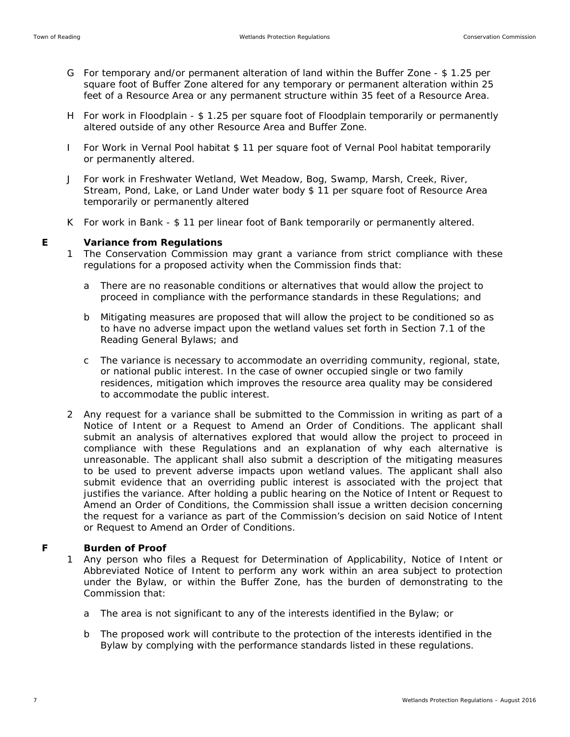G For temporary and/or permanent alteration of land within the Buffer Zone - $ 1.25 per square foot of Buffer Zone altered for any temporary or permanent alteration within 25 feet of a Resource Area or any permanent structure within 35 feet of a Resource Area.

H For work in Floodplain - $ 1.25 per square foot of Floodplain temporarily or permanently altered outside of any other Resource Area and Buffer Zone.

I For Work in Vernal Pool habitat $ 11 per square foot of Vernal Pool habitat temporarily or permanently altered.

J For work in Freshwater Wetland, Wet Meadow, Bog, Swamp, Marsh, Creek, River, Stream, Pond, Lake, or Land Under water body $ 11 per square foot of Resource Area temporarily or permanently altered

K For work in Bank - $ 11 per linear foot of Bank temporarily or permanently altered.

### E Variance from Regulations

1 The Conservation Commission may grant a variance from strict compliance with these regulations for a proposed activity when the Commission finds that:

   a There are no reasonable conditions or alternatives that would allow the project to proceed in compliance with the performance standards in these Regulations; and

   b Mitigating measures are proposed that will allow the project to be conditioned so as to have no adverse impact upon the wetland values set forth in Section 7.1 of the Reading General Bylaws; and

   c The variance is necessary to accommodate an overriding community, regional, state, or national public interest. In the case of owner occupied single or two family residences, mitigation which improves the resource area quality may be considered to accommodate the public interest.

2 Any request for a variance shall be submitted to the Commission in writing as part of a Notice of Intent or a Request to Amend an Order of Conditions. The applicant shall submit an analysis of alternatives explored that would allow the project to proceed in compliance with these Regulations and an explanation of why each alternative is unreasonable. The applicant shall also submit a description of the mitigating measures to be used to prevent adverse impacts upon wetland values. The applicant shall also submit evidence that an overriding public interest is associated with the project that justifies the variance. After holding a public hearing on the Notice of Intent or Request to Amend an Order of Conditions, the Commission shall issue a written decision concerning the request for a variance as part of the Commission's decision on said Notice of Intent or Request to Amend an Order of Conditions.

### F Burden of Proof

1 Any person who files a Request for Determination of Applicability, Notice of Intent or Abbreviated Notice of Intent to perform any work within an area subject to protection under the Bylaw, or within the Buffer Zone, has the burden of demonstrating to the Commission that:

   a The area is not significant to any of the interests identified in the Bylaw; or

   b The proposed work will contribute to the protection of the interests identified in the Bylaw by complying with the performance standards listed in these regulations.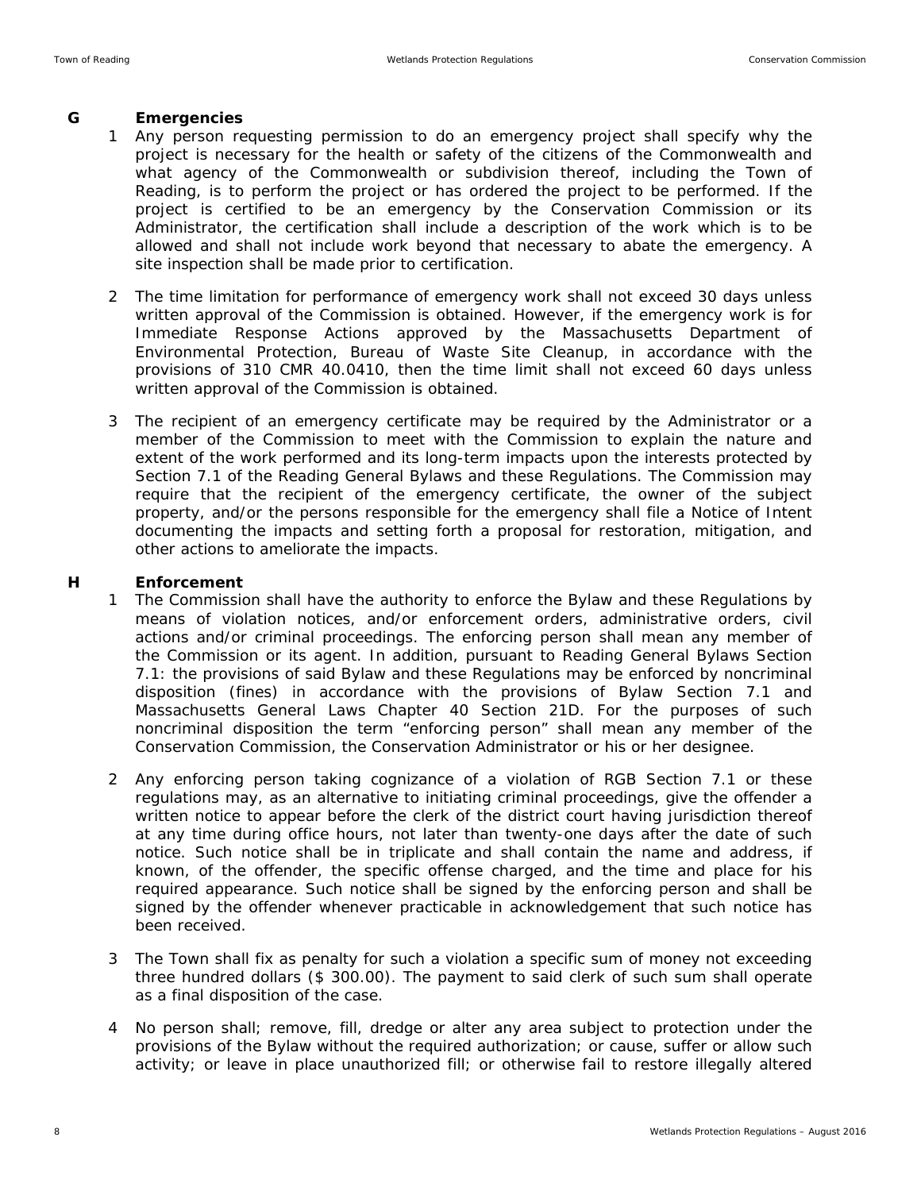## G Emergencies

1. Any person requesting permission to do an emergency project shall specify why the project is necessary for the health or safety of the citizens of the Commonwealth and what agency of the Commonwealth or subdivision thereof, including the Town of Reading, is to perform the project or has ordered the project to be performed. If the project is certified to be an emergency by the Conservation Commission or its Administrator, the certification shall include a description of the work which is to be allowed and shall not include work beyond that necessary to abate the emergency. A site inspection shall be made prior to certification.

2. The time limitation for performance of emergency work shall not exceed 30 days unless written approval of the Commission is obtained. However, if the emergency work is for Immediate Response Actions approved by the Massachusetts Department of Environmental Protection, Bureau of Waste Site Cleanup, in accordance with the provisions of 310 CMR 40.0410, then the time limit shall not exceed 60 days unless written approval of the Commission is obtained.

3. The recipient of an emergency certificate may be required by the Administrator or a member of the Commission to meet with the Commission to explain the nature and extent of the work performed and its long-term impacts upon the interests protected by Section 7.1 of the Reading General Bylaws and these Regulations. The Commission may require that the recipient of the emergency certificate, the owner of the subject property, and/or the persons responsible for the emergency shall file a Notice of Intent documenting the impacts and setting forth a proposal for restoration, mitigation, and other actions to ameliorate the impacts.

## H Enforcement

1. The Commission shall have the authority to enforce the Bylaw and these Regulations by means of violation notices, and/or enforcement orders, administrative orders, civil actions and/or criminal proceedings. The enforcing person shall mean any member of the Commission or its agent. In addition, pursuant to Reading General Bylaws Section 7.1: the provisions of said Bylaw and these Regulations may be enforced by noncriminal disposition (fines) in accordance with the provisions of Bylaw Section 7.1 and Massachusetts General Laws Chapter 40 Section 21D. For the purposes of such noncriminal disposition the term "enforcing person" shall mean any member of the Conservation Commission, the Conservation Administrator or his or her designee.

2. Any enforcing person taking cognizance of a violation of RGB Section 7.1 or these regulations may, as an alternative to initiating criminal proceedings, give the offender a written notice to appear before the clerk of the district court having jurisdiction thereof at any time during office hours, not later than twenty-one days after the date of such notice. Such notice shall be in triplicate and shall contain the name and address, if known, of the offender, the specific offense charged, and the time and place for his required appearance. Such notice shall be signed by the enforcing person and shall be signed by the offender whenever practicable in acknowledgement that such notice has been received.

3. The Town shall fix as penalty for such a violation a specific sum of money not exceeding three hundred dollars ($ 300.00). The payment to said clerk of such sum shall operate as a final disposition of the case.

4. No person shall; remove, fill, dredge or alter any area subject to protection under the provisions of the Bylaw without the required authorization; or cause, suffer or allow such activity; or leave in place unauthorized fill; or otherwise fail to restore illegally altered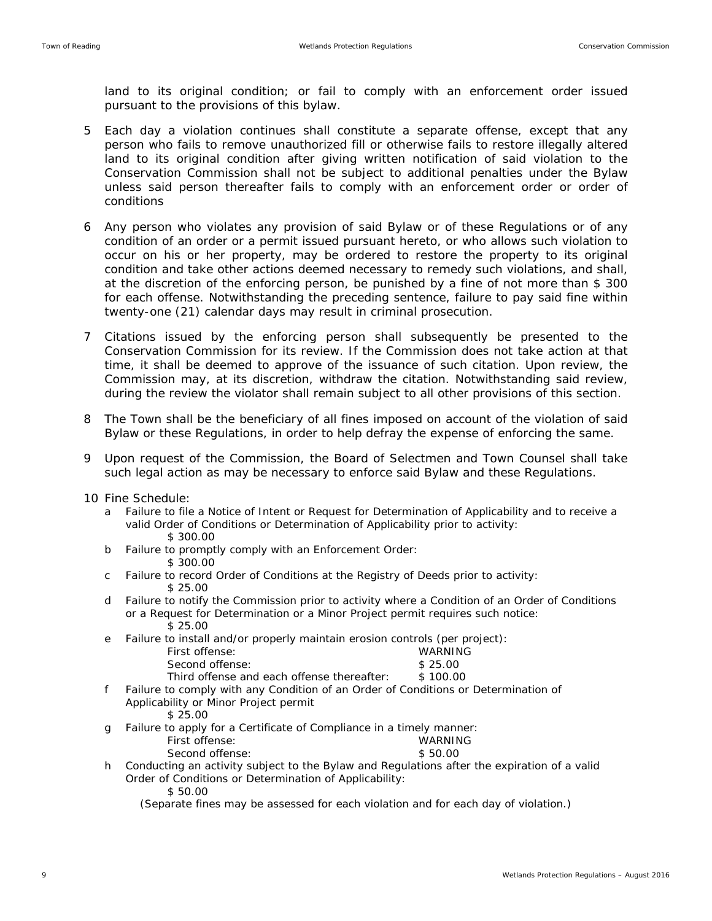land to its original condition; or fail to comply with an enforcement order issued pursuant to the provisions of this bylaw.

5 Each day a violation continues shall constitute a separate offense, except that any person who fails to remove unauthorized fill or otherwise fails to restore illegally altered land to its original condition after giving written notification of said violation to the Conservation Commission shall not be subject to additional penalties under the Bylaw unless said person thereafter fails to comply with an enforcement order or order of conditions

6 Any person who violates any provision of said Bylaw or of these Regulations or of any condition of an order or a permit issued pursuant hereto, or who allows such violation to occur on his or her property, may be ordered to restore the property to its original condition and take other actions deemed necessary to remedy such violations, and shall, at the discretion of the enforcing person, be punished by a fine of not more than $ 300 for each offense. Notwithstanding the preceding sentence, failure to pay said fine within twenty-one (21) calendar days may result in criminal prosecution.

7 Citations issued by the enforcing person shall subsequently be presented to the Conservation Commission for its review. If the Commission does not take action at that time, it shall be deemed to approve of the issuance of such citation. Upon review, the Commission may, at its discretion, withdraw the citation. Notwithstanding said review, during the review the violator shall remain subject to all other provisions of this section.

8 The Town shall be the beneficiary of all fines imposed on account of the violation of said Bylaw or these Regulations, in order to help defray the expense of enforcing the same.

9 Upon request of the Commission, the Board of Selectmen and Town Counsel shall take such legal action as may be necessary to enforce said Bylaw and these Regulations.

10 Fine Schedule:

a Failure to file a Notice of Intent or Request for Determination of Applicability and to receive a valid Order of Conditions or Determination of Applicability prior to activity:
   $ 300.00

b Failure to promptly comply with an Enforcement Order:
   $ 300.00

c Failure to record Order of Conditions at the Registry of Deeds prior to activity:
   $ 25.00

d Failure to notify the Commission prior to activity where a Condition of an Order of Conditions or a Request for Determination or a Minor Project permit requires such notice:
   $ 25.00

e Failure to install and/or properly maintain erosion controls (per project):

| | |
|---|---|
| First offense: | WARNING |
| Second offense: | $ 25.00 |
| Third offense and each offense thereafter: | $ 100.00 |

f Failure to comply with any Condition of an Order of Conditions or Determination of Applicability or Minor Project permit
   $ 25.00

g Failure to apply for a Certificate of Compliance in a timely manner:

| | |
|---|---|
| First offense: | WARNING |
| Second offense: | $ 50.00 |

h Conducting an activity subject to the Bylaw and Regulations after the expiration of a valid Order of Conditions or Determination of Applicability:
   $ 50.00

(Separate fines may be assessed for each violation and for each day of violation.)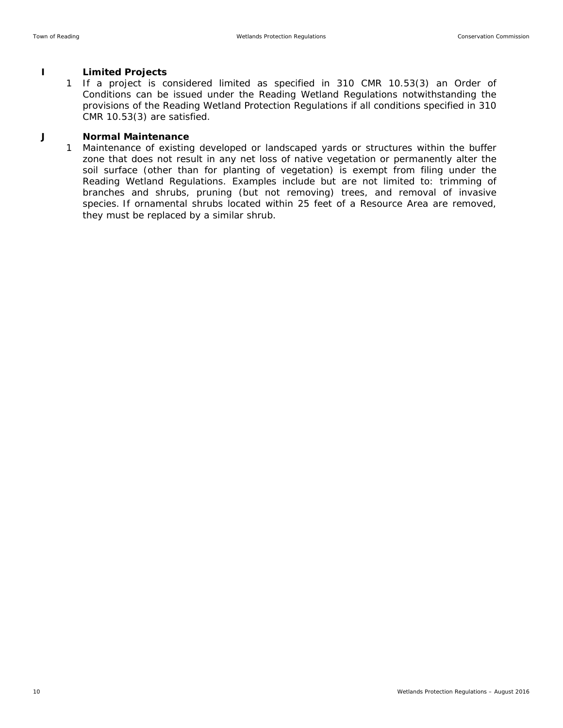## I Limited Projects

1. If a project is considered limited as specified in 310 CMR 10.53(3) an Order of Conditions can be issued under the Reading Wetland Regulations notwithstanding the provisions of the Reading Wetland Protection Regulations if all conditions specified in 310 CMR 10.53(3) are satisfied.

## J Normal Maintenance

1. Maintenance of existing developed or landscaped yards or structures within the buffer zone that does not result in any net loss of native vegetation or permanently alter the soil surface (other than for planting of vegetation) is exempt from filing under the Reading Wetland Regulations. Examples include but are not limited to: trimming of branches and shrubs, pruning (but not removing) trees, and removal of invasive species. If ornamental shrubs located within 25 feet of a Resource Area are removed, they must be replaced by a similar shrub.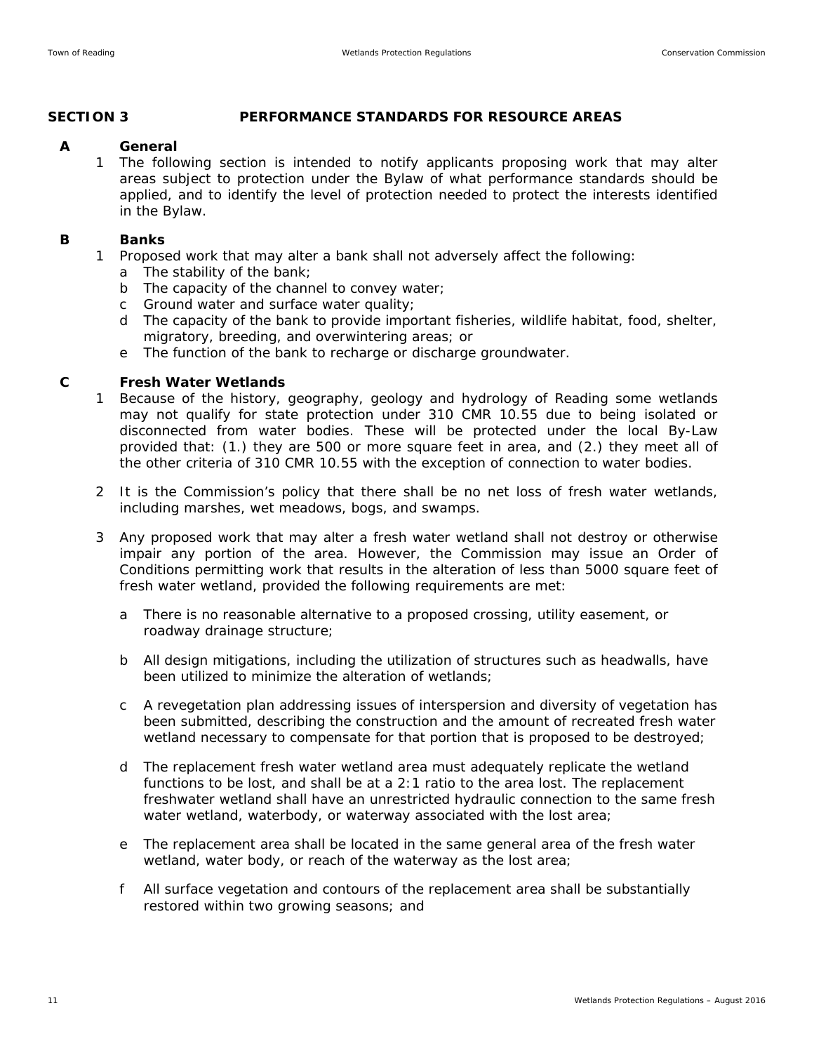## SECTION 3 PERFORMANCE STANDARDS FOR RESOURCE AREAS

### A General

1. The following section is intended to notify applicants proposing work that may alter areas subject to protection under the Bylaw of what performance standards should be applied, and to identify the level of protection needed to protect the interests identified in the Bylaw.

### B Banks

1. Proposed work that may alter a bank shall not adversely affect the following:
   a. The stability of the bank;
   b. The capacity of the channel to convey water;
   c. Ground water and surface water quality;
   d. The capacity of the bank to provide important fisheries, wildlife habitat, food, shelter, migratory, breeding, and overwintering areas; or
   e. The function of the bank to recharge or discharge groundwater.

### C Fresh Water Wetlands

1. Because of the history, geography, geology and hydrology of Reading some wetlands may not qualify for state protection under 310 CMR 10.55 due to being isolated or disconnected from water bodies. These will be protected under the local By-Law provided that: (1.) they are 500 or more square feet in area, and (2.) they meet all of the other criteria of 310 CMR 10.55 with the exception of connection to water bodies.

2. It is the Commission's policy that there shall be no net loss of fresh water wetlands, including marshes, wet meadows, bogs, and swamps.

3. Any proposed work that may alter a fresh water wetland shall not destroy or otherwise impair any portion of the area. However, the Commission may issue an Order of Conditions permitting work that results in the alteration of less than 5000 square feet of fresh water wetland, provided the following requirements are met:

   a. There is no reasonable alternative to a proposed crossing, utility easement, or roadway drainage structure;

   b. All design mitigations, including the utilization of structures such as headwalls, have been utilized to minimize the alteration of wetlands;

   c. A revegetation plan addressing issues of interspersion and diversity of vegetation has been submitted, describing the construction and the amount of recreated fresh water wetland necessary to compensate for that portion that is proposed to be destroyed;

   d. The replacement fresh water wetland area must adequately replicate the wetland functions to be lost, and shall be at a 2:1 ratio to the area lost. The replacement freshwater wetland shall have an unrestricted hydraulic connection to the same fresh water wetland, waterbody, or waterway associated with the lost area;

   e. The replacement area shall be located in the same general area of the fresh water wetland, water body, or reach of the waterway as the lost area;

   f. All surface vegetation and contours of the replacement area shall be substantially restored within two growing seasons; and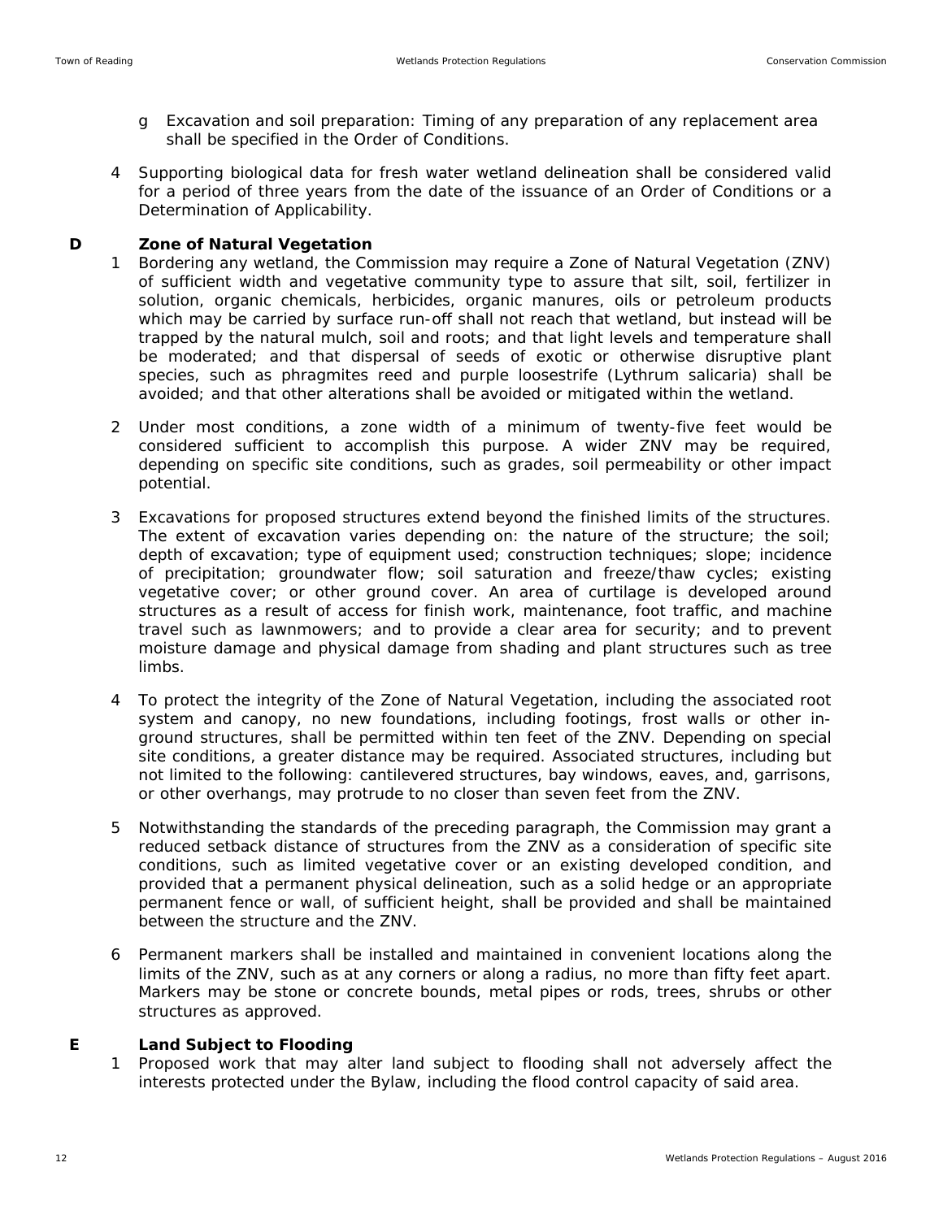g Excavation and soil preparation: Timing of any preparation of any replacement area shall be specified in the Order of Conditions.

4 Supporting biological data for fresh water wetland delineation shall be considered valid for a period of three years from the date of the issuance of an Order of Conditions or a Determination of Applicability.

**D Zone of Natural Vegetation**

1 Bordering any wetland, the Commission may require a Zone of Natural Vegetation (ZNV) of sufficient width and vegetative community type to assure that silt, soil, fertilizer in solution, organic chemicals, herbicides, organic manures, oils or petroleum products which may be carried by surface run-off shall not reach that wetland, but instead will be trapped by the natural mulch, soil and roots; and that light levels and temperature shall be moderated; and that dispersal of seeds of exotic or otherwise disruptive plant species, such as phragmites reed and purple loosestrife (*Lythrum salicaria*) shall be avoided; and that other alterations shall be avoided or mitigated within the wetland.

2 Under most conditions, a zone width of a minimum of twenty-five feet would be considered sufficient to accomplish this purpose. A wider ZNV may be required, depending on specific site conditions, such as grades, soil permeability or other impact potential.

3 Excavations for proposed structures extend beyond the finished limits of the structures. The extent of excavation varies depending on: the nature of the structure; the soil; depth of excavation; type of equipment used; construction techniques; slope; incidence of precipitation; groundwater flow; soil saturation and freeze/thaw cycles; existing vegetative cover; or other ground cover. An area of curtilage is developed around structures as a result of access for finish work, maintenance, foot traffic, and machine travel such as lawnmowers; and to provide a clear area for security; and to prevent moisture damage and physical damage from shading and plant structures such as tree limbs.

4 To protect the integrity of the Zone of Natural Vegetation, including the associated root system and canopy, no new foundations, including footings, frost walls or other in-ground structures, shall be permitted within ten feet of the ZNV. Depending on special site conditions, a greater distance may be required. Associated structures, including but not limited to the following: cantilevered structures, bay windows, eaves, and, garrisons, or other overhangs, may protrude to no closer than seven feet from the ZNV.

5 Notwithstanding the standards of the preceding paragraph, the Commission may grant a reduced setback distance of structures from the ZNV as a consideration of specific site conditions, such as limited vegetative cover or an existing developed condition, and provided that a permanent physical delineation, such as a solid hedge or an appropriate permanent fence or wall, of sufficient height, shall be provided and shall be maintained between the structure and the ZNV.

6 Permanent markers shall be installed and maintained in convenient locations along the limits of the ZNV, such as at any corners or along a radius, no more than fifty feet apart. Markers may be stone or concrete bounds, metal pipes or rods, trees, shrubs or other structures as approved.

**E Land Subject to Flooding**

1 Proposed work that may alter land subject to flooding shall not adversely affect the interests protected under the Bylaw, including the flood control capacity of said area.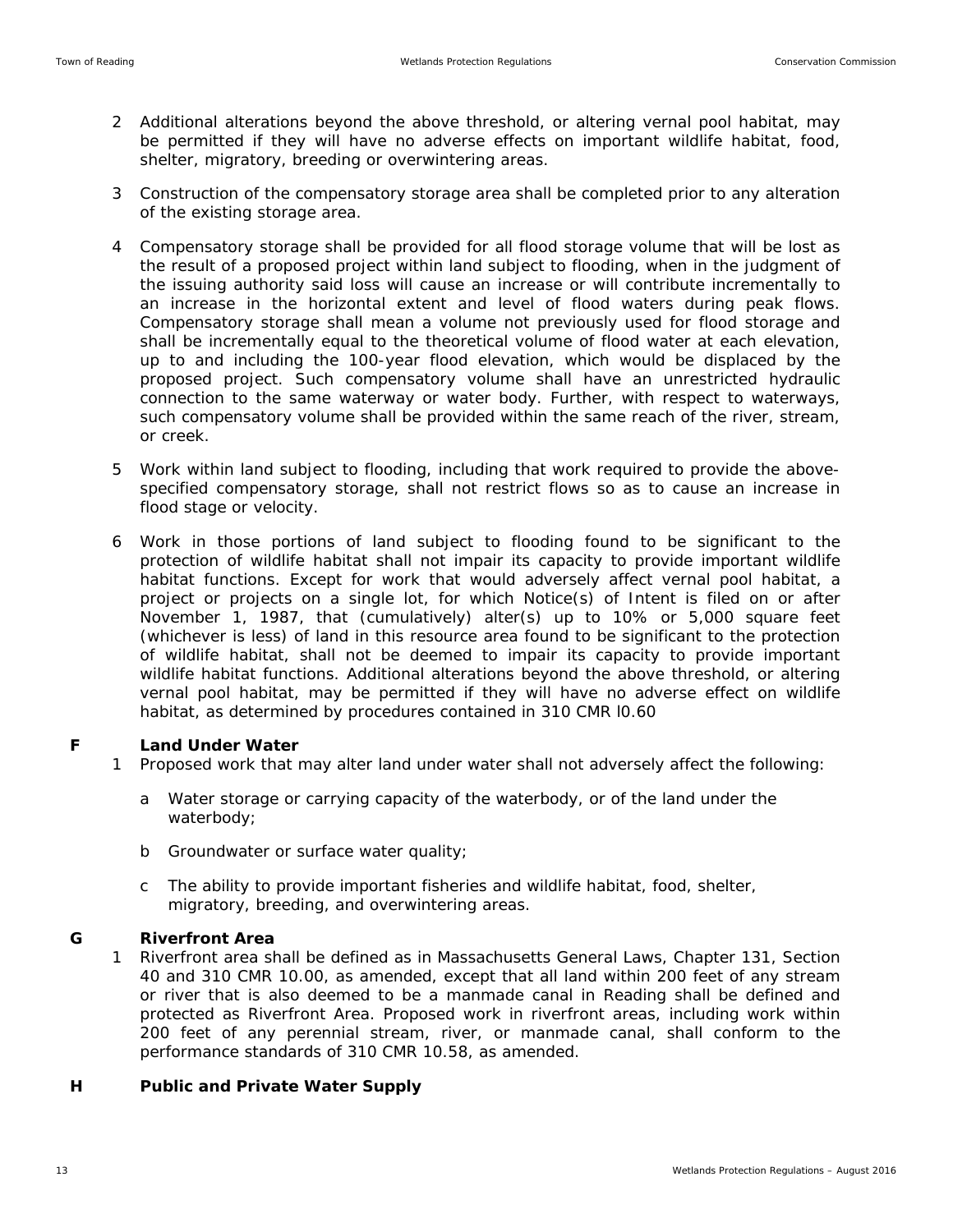2 Additional alterations beyond the above threshold, or altering vernal pool habitat, may be permitted if they will have no adverse effects on important wildlife habitat, food, shelter, migratory, breeding or overwintering areas.

3 Construction of the compensatory storage area shall be completed prior to any alteration of the existing storage area.

4 Compensatory storage shall be provided for all flood storage volume that will be lost as the result of a proposed project within land subject to flooding, when in the judgment of the issuing authority said loss will cause an increase or will contribute incrementally to an increase in the horizontal extent and level of flood waters during peak flows. Compensatory storage shall mean a volume not previously used for flood storage and shall be incrementally equal to the theoretical volume of flood water at each elevation, up to and including the 100-year flood elevation, which would be displaced by the proposed project. Such compensatory volume shall have an unrestricted hydraulic connection to the same waterway or water body. Further, with respect to waterways, such compensatory volume shall be provided within the same reach of the river, stream, or creek.

5 Work within land subject to flooding, including that work required to provide the above-specified compensatory storage, shall not restrict flows so as to cause an increase in flood stage or velocity.

6 Work in those portions of land subject to flooding found to be significant to the protection of wildlife habitat shall not impair its capacity to provide important wildlife habitat functions. Except for work that would adversely affect vernal pool habitat, a project or projects on a single lot, for which Notice(s) of Intent is filed on or after November 1, 1987, that (cumulatively) alter(s) up to 10% or 5,000 square feet (whichever is less) of land in this resource area found to be significant to the protection of wildlife habitat, shall not be deemed to impair its capacity to provide important wildlife habitat functions. Additional alterations beyond the above threshold, or altering vernal pool habitat, may be permitted if they will have no adverse effect on wildlife habitat, as determined by procedures contained in 310 CMR l0.60

**F Land Under Water**

1 Proposed work that may alter land under water shall not adversely affect the following:

a Water storage or carrying capacity of the waterbody, or of the land under the waterbody;

b Groundwater or surface water quality;

c The ability to provide important fisheries and wildlife habitat, food, shelter, migratory, breeding, and overwintering areas.

**G Riverfront Area**

1 Riverfront area shall be defined as in Massachusetts General Laws, Chapter 131, Section 40 and 310 CMR 10.00, as amended, except that all land within 200 feet of any stream or river that is also deemed to be a manmade canal in Reading shall be defined and protected as Riverfront Area. Proposed work in riverfront areas, including work within 200 feet of any perennial stream, river, or manmade canal, shall conform to the performance standards of 310 CMR 10.58, as amended.

**H Public and Private Water Supply**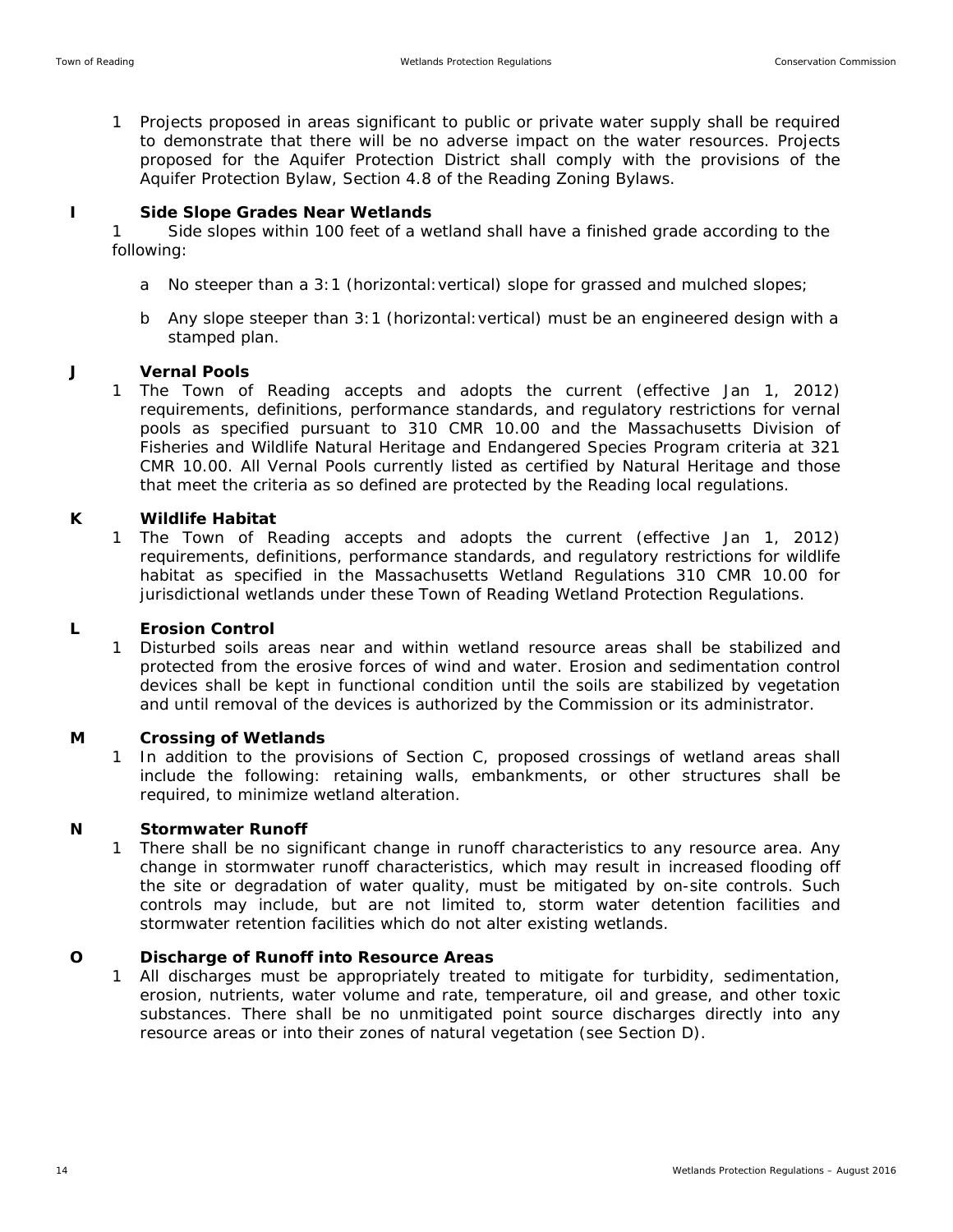1 Projects proposed in areas significant to public or private water supply shall be required to demonstrate that there will be no adverse impact on the water resources. Projects proposed for the Aquifer Protection District shall comply with the provisions of the Aquifer Protection Bylaw, Section 4.8 of the Reading Zoning Bylaws.

## I Side Slope Grades Near Wetlands

1 Side slopes within 100 feet of a wetland shall have a finished grade according to the following:

a No steeper than a 3:1 (horizontal:vertical) slope for grassed and mulched slopes;

b Any slope steeper than 3:1 (horizontal:vertical) must be an engineered design with a stamped plan.

## J Vernal Pools

1 The Town of Reading accepts and adopts the current (effective Jan 1, 2012) requirements, definitions, performance standards, and regulatory restrictions for vernal pools as specified pursuant to 310 CMR 10.00 and the Massachusetts Division of Fisheries and Wildlife Natural Heritage and Endangered Species Program criteria at 321 CMR 10.00. All Vernal Pools currently listed as certified by Natural Heritage and those that meet the criteria as so defined are protected by the Reading local regulations.

## K Wildlife Habitat

1 The Town of Reading accepts and adopts the current (effective Jan 1, 2012) requirements, definitions, performance standards, and regulatory restrictions for wildlife habitat as specified in the Massachusetts Wetland Regulations 310 CMR 10.00 for jurisdictional wetlands under these Town of Reading Wetland Protection Regulations.

## L Erosion Control

1 Disturbed soils areas near and within wetland resource areas shall be stabilized and protected from the erosive forces of wind and water. Erosion and sedimentation control devices shall be kept in functional condition until the soils are stabilized by vegetation and until removal of the devices is authorized by the Commission or its administrator.

## M Crossing of Wetlands

1 In addition to the provisions of Section C, proposed crossings of wetland areas shall include the following: retaining walls, embankments, or other structures shall be required, to minimize wetland alteration.

## N Stormwater Runoff

1 There shall be no significant change in runoff characteristics to any resource area. Any change in stormwater runoff characteristics, which may result in increased flooding off the site or degradation of water quality, must be mitigated by on-site controls. Such controls may include, but are not limited to, storm water detention facilities and stormwater retention facilities which do not alter existing wetlands.

## O Discharge of Runoff into Resource Areas

1 All discharges must be appropriately treated to mitigate for turbidity, sedimentation, erosion, nutrients, water volume and rate, temperature, oil and grease, and other toxic substances. There shall be no unmitigated point source discharges directly into any resource areas or into their zones of natural vegetation (see Section D).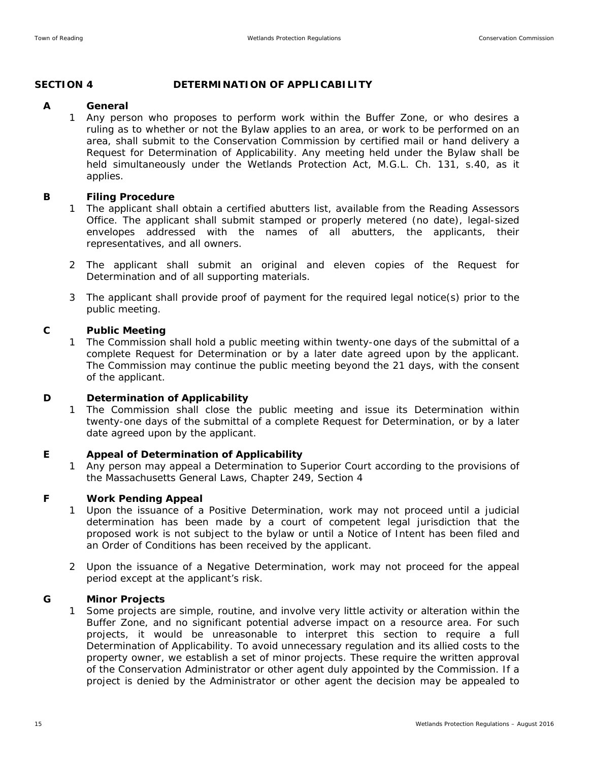## SECTION 4 DETERMINATION OF APPLICABILITY

### A General

1. Any person who proposes to perform work within the Buffer Zone, or who desires a ruling as to whether or not the Bylaw applies to an area, or work to be performed on an area, shall submit to the Conservation Commission by certified mail or hand delivery a Request for Determination of Applicability. Any meeting held under the Bylaw shall be held simultaneously under the Wetlands Protection Act, M.G.L. Ch. 131, s.40, as it applies.

### B Filing Procedure

1. The applicant shall obtain a certified abutters list, available from the Reading Assessors Office. The applicant shall submit stamped or properly metered (no date), legal-sized envelopes addressed with the names of all abutters, the applicants, their representatives, and all owners.

2. The applicant shall submit an original and eleven copies of the Request for Determination and of all supporting materials.

3. The applicant shall provide proof of payment for the required legal notice(s) prior to the public meeting.

### C Public Meeting

1. The Commission shall hold a public meeting within twenty-one days of the submittal of a complete Request for Determination or by a later date agreed upon by the applicant. The Commission may continue the public meeting beyond the 21 days, with the consent of the applicant.

### D Determination of Applicability

1. The Commission shall close the public meeting and issue its Determination within twenty-one days of the submittal of a complete Request for Determination, or by a later date agreed upon by the applicant.

### E Appeal of Determination of Applicability

1. Any person may appeal a Determination to Superior Court according to the provisions of the Massachusetts General Laws, Chapter 249, Section 4

### F Work Pending Appeal

1. Upon the issuance of a Positive Determination, work may not proceed until a judicial determination has been made by a court of competent legal jurisdiction that the proposed work is not subject to the bylaw or until a Notice of Intent has been filed and an Order of Conditions has been received by the applicant.

2. Upon the issuance of a Negative Determination, work may not proceed for the appeal period except at the applicant's risk.

### G Minor Projects

1. Some projects are simple, routine, and involve very little activity or alteration within the Buffer Zone, and no significant potential adverse impact on a resource area. For such projects, it would be unreasonable to interpret this section to require a full Determination of Applicability. To avoid unnecessary regulation and its allied costs to the property owner, we establish a set of minor projects. These require the written approval of the Conservation Administrator or other agent duly appointed by the Commission. If a project is denied by the Administrator or other agent the decision may be appealed to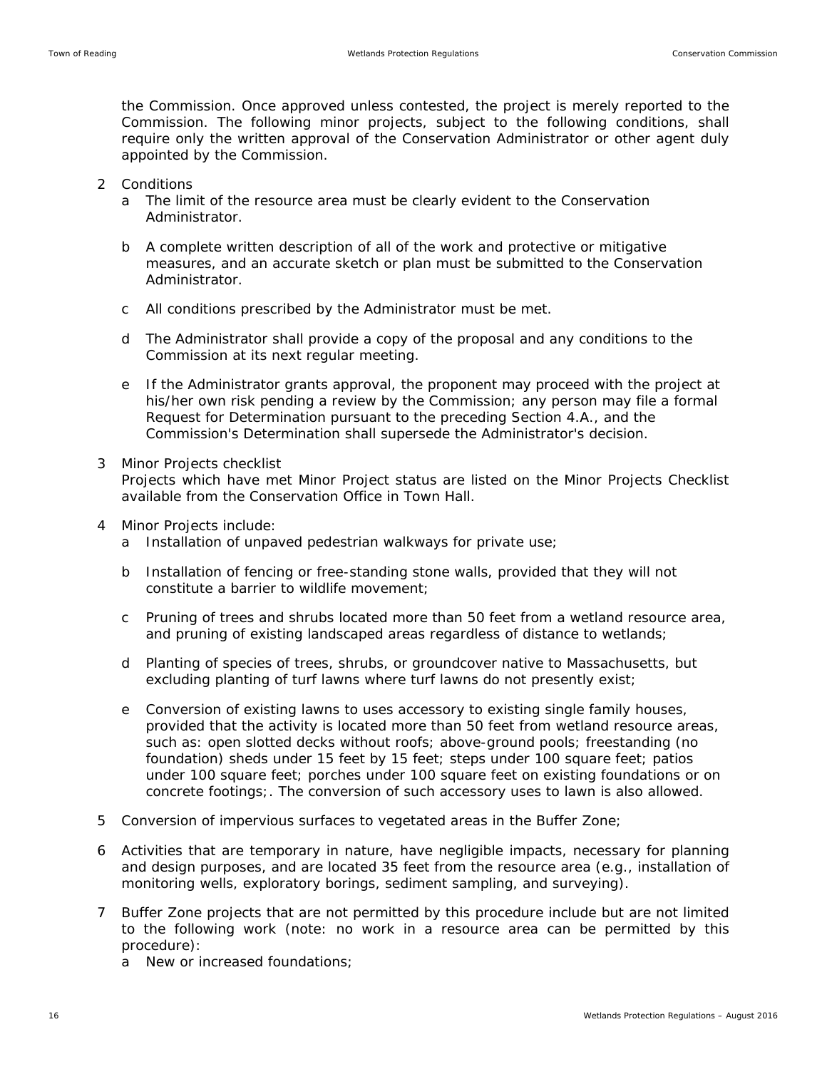the Commission. Once approved unless contested, the project is merely reported to the Commission. The following minor projects, subject to the following conditions, shall require only the written approval of the Conservation Administrator or other agent duly appointed by the Commission.

2 Conditions
   a The limit of the resource area must be clearly evident to the Conservation Administrator.

   b A complete written description of all of the work and protective or mitigative measures, and an accurate sketch or plan must be submitted to the Conservation Administrator.

   c All conditions prescribed by the Administrator must be met.

   d The Administrator shall provide a copy of the proposal and any conditions to the Commission at its next regular meeting.

   e If the Administrator grants approval, the proponent may proceed with the project at his/her own risk pending a review by the Commission; any person may file a formal Request for Determination pursuant to the preceding Section 4.A., and the Commission's Determination shall supersede the Administrator's decision.

3 Minor Projects checklist
   Projects which have met Minor Project status are listed on the Minor Projects Checklist available from the Conservation Office in Town Hall.

4 Minor Projects include:
   a Installation of unpaved pedestrian walkways for private use;

   b Installation of fencing or free-standing stone walls, provided that they will not constitute a barrier to wildlife movement;

   c Pruning of trees and shrubs located more than 50 feet from a wetland resource area, and pruning of existing landscaped areas regardless of distance to wetlands;

   d Planting of species of trees, shrubs, or groundcover native to Massachusetts, but excluding planting of turf lawns where turf lawns do not presently exist;

   e Conversion of existing lawns to uses accessory to existing single family houses, provided that the activity is located more than 50 feet from wetland resource areas, such as: open slotted decks without roofs; above-ground pools; freestanding (no foundation) sheds under 15 feet by 15 feet; steps under 100 square feet; patios under 100 square feet; porches under 100 square feet on existing foundations or on concrete footings;. The conversion of such accessory uses to lawn is also allowed.

5 Conversion of impervious surfaces to vegetated areas in the Buffer Zone;

6 Activities that are temporary in nature, have negligible impacts, necessary for planning and design purposes, and are located 35 feet from the resource area (e.g., installation of monitoring wells, exploratory borings, sediment sampling, and surveying).

7 Buffer Zone projects that are not permitted by this procedure include but are not limited to the following work (note: no work in a resource area can be permitted by this procedure):
   a New or increased foundations;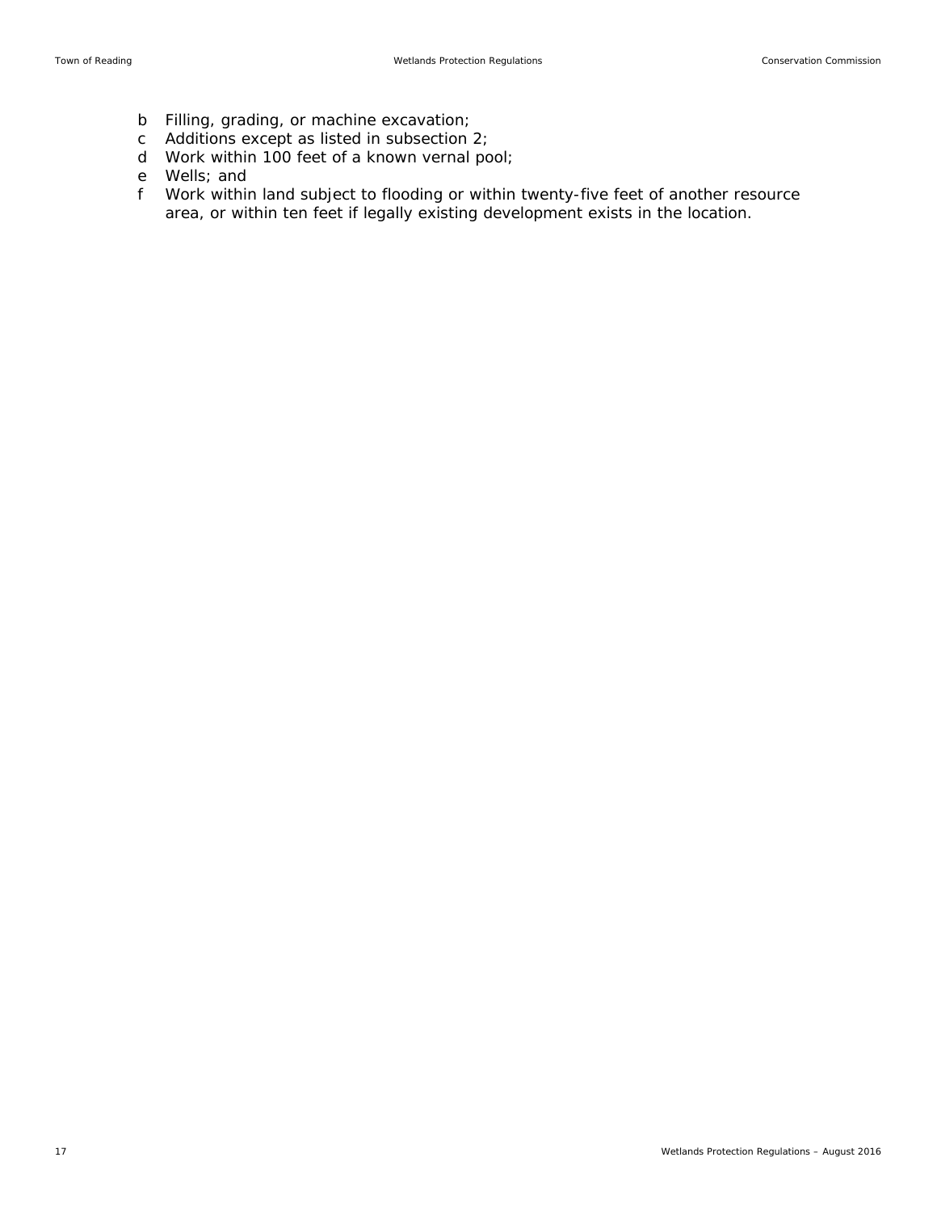b Filling, grading, or machine excavation;
c Additions except as listed in subsection 2;
d Work within 100 feet of a known vernal pool;
e Wells; and
f Work within land subject to flooding or within twenty-five feet of another resource area, or within ten feet if legally existing development exists in the location.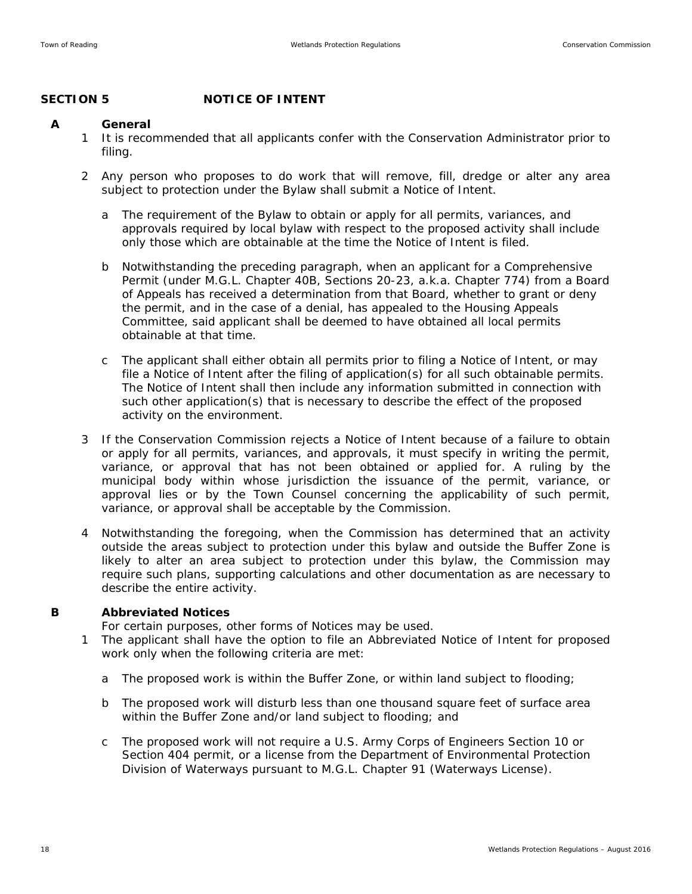## SECTION 5 NOTICE OF INTENT

### A General

1. It is recommended that all applicants confer with the Conservation Administrator prior to filing.

2. Any person who proposes to do work that will remove, fill, dredge or alter any area subject to protection under the Bylaw shall submit a Notice of Intent.

   a. The requirement of the Bylaw to obtain or apply for all permits, variances, and approvals required by local bylaw with respect to the proposed activity shall include only those which are obtainable at the time the Notice of Intent is filed.

   b. Notwithstanding the preceding paragraph, when an applicant for a Comprehensive Permit (under M.G.L. Chapter 40B, Sections 20-23, a.k.a. Chapter 774) from a Board of Appeals has received a determination from that Board, whether to grant or deny the permit, and in the case of a denial, has appealed to the Housing Appeals Committee, said applicant shall be deemed to have obtained all local permits obtainable at that time.

   c. The applicant shall either obtain all permits prior to filing a Notice of Intent, or may file a Notice of Intent after the filing of application(s) for all such obtainable permits. The Notice of Intent shall then include any information submitted in connection with such other application(s) that is necessary to describe the effect of the proposed activity on the environment.

3. If the Conservation Commission rejects a Notice of Intent because of a failure to obtain or apply for all permits, variances, and approvals, it must specify in writing the permit, variance, or approval that has not been obtained or applied for. A ruling by the municipal body within whose jurisdiction the issuance of the permit, variance, or approval lies or by the Town Counsel concerning the applicability of such permit, variance, or approval shall be acceptable by the Commission.

4. Notwithstanding the foregoing, when the Commission has determined that an activity outside the areas subject to protection under this bylaw and outside the Buffer Zone is likely to alter an area subject to protection under this bylaw, the Commission may require such plans, supporting calculations and other documentation as are necessary to describe the entire activity.

### B Abbreviated Notices

For certain purposes, other forms of Notices may be used.

1. The applicant shall have the option to file an Abbreviated Notice of Intent for proposed work only when the following criteria are met:

   a. The proposed work is within the Buffer Zone, or within land subject to flooding;

   b. The proposed work will disturb less than one thousand square feet of surface area within the Buffer Zone and/or land subject to flooding; and

   c. The proposed work will not require a U.S. Army Corps of Engineers Section 10 or Section 404 permit, or a license from the Department of Environmental Protection Division of Waterways pursuant to M.G.L. Chapter 91 (Waterways License).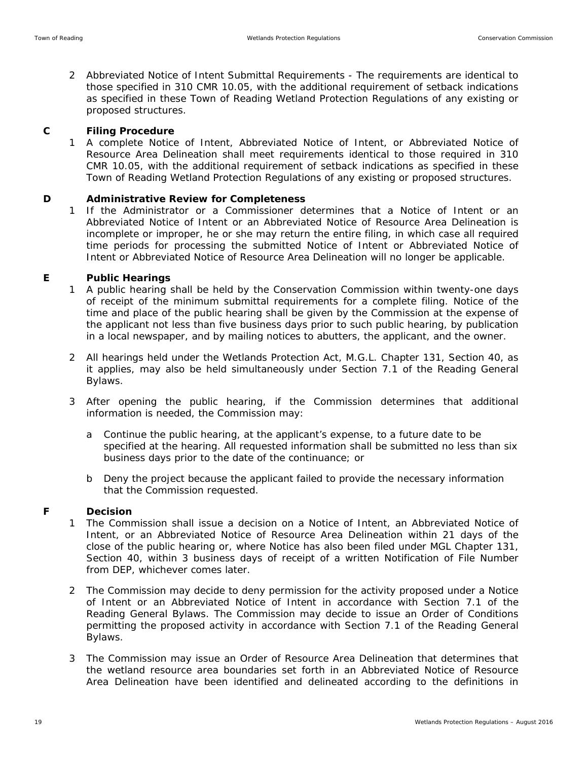2 Abbreviated Notice of Intent Submittal Requirements - The requirements are identical to those specified in 310 CMR 10.05, with the additional requirement of setback indications as specified in these Town of Reading Wetland Protection Regulations of any existing or proposed structures.

**C Filing Procedure**

1 A complete Notice of Intent, Abbreviated Notice of Intent, or Abbreviated Notice of Resource Area Delineation shall meet requirements identical to those required in 310 CMR 10.05, with the additional requirement of setback indications as specified in these Town of Reading Wetland Protection Regulations of any existing or proposed structures.

**D Administrative Review for Completeness**

1 If the Administrator or a Commissioner determines that a Notice of Intent or an Abbreviated Notice of Intent or an Abbreviated Notice of Resource Area Delineation is incomplete or improper, he or she may return the entire filing, in which case all required time periods for processing the submitted Notice of Intent or Abbreviated Notice of Intent or Abbreviated Notice of Resource Area Delineation will no longer be applicable.

**E Public Hearings**

1 A public hearing shall be held by the Conservation Commission within twenty-one days of receipt of the minimum submittal requirements for a complete filing. Notice of the time and place of the public hearing shall be given by the Commission at the expense of the applicant not less than five business days prior to such public hearing, by publication in a local newspaper, and by mailing notices to abutters, the applicant, and the owner.

2 All hearings held under the Wetlands Protection Act, M.G.L. Chapter 131, Section 40, as it applies, may also be held simultaneously under Section 7.1 of the Reading General Bylaws.

3 After opening the public hearing, if the Commission determines that additional information is needed, the Commission may:

a Continue the public hearing, at the applicant's expense, to a future date to be specified at the hearing. All requested information shall be submitted no less than six business days prior to the date of the continuance; or

b Deny the project because the applicant failed to provide the necessary information that the Commission requested.

**F Decision**

1 The Commission shall issue a decision on a Notice of Intent, an Abbreviated Notice of Intent, or an Abbreviated Notice of Resource Area Delineation within 21 days of the close of the public hearing or, where Notice has also been filed under MGL Chapter 131, Section 40, within 3 business days of receipt of a written Notification of File Number from DEP, whichever comes later.

2 The Commission may decide to deny permission for the activity proposed under a Notice of Intent or an Abbreviated Notice of Intent in accordance with Section 7.1 of the Reading General Bylaws. The Commission may decide to issue an Order of Conditions permitting the proposed activity in accordance with Section 7.1 of the Reading General Bylaws.

3 The Commission may issue an Order of Resource Area Delineation that determines that the wetland resource area boundaries set forth in an Abbreviated Notice of Resource Area Delineation have been identified and delineated according to the definitions in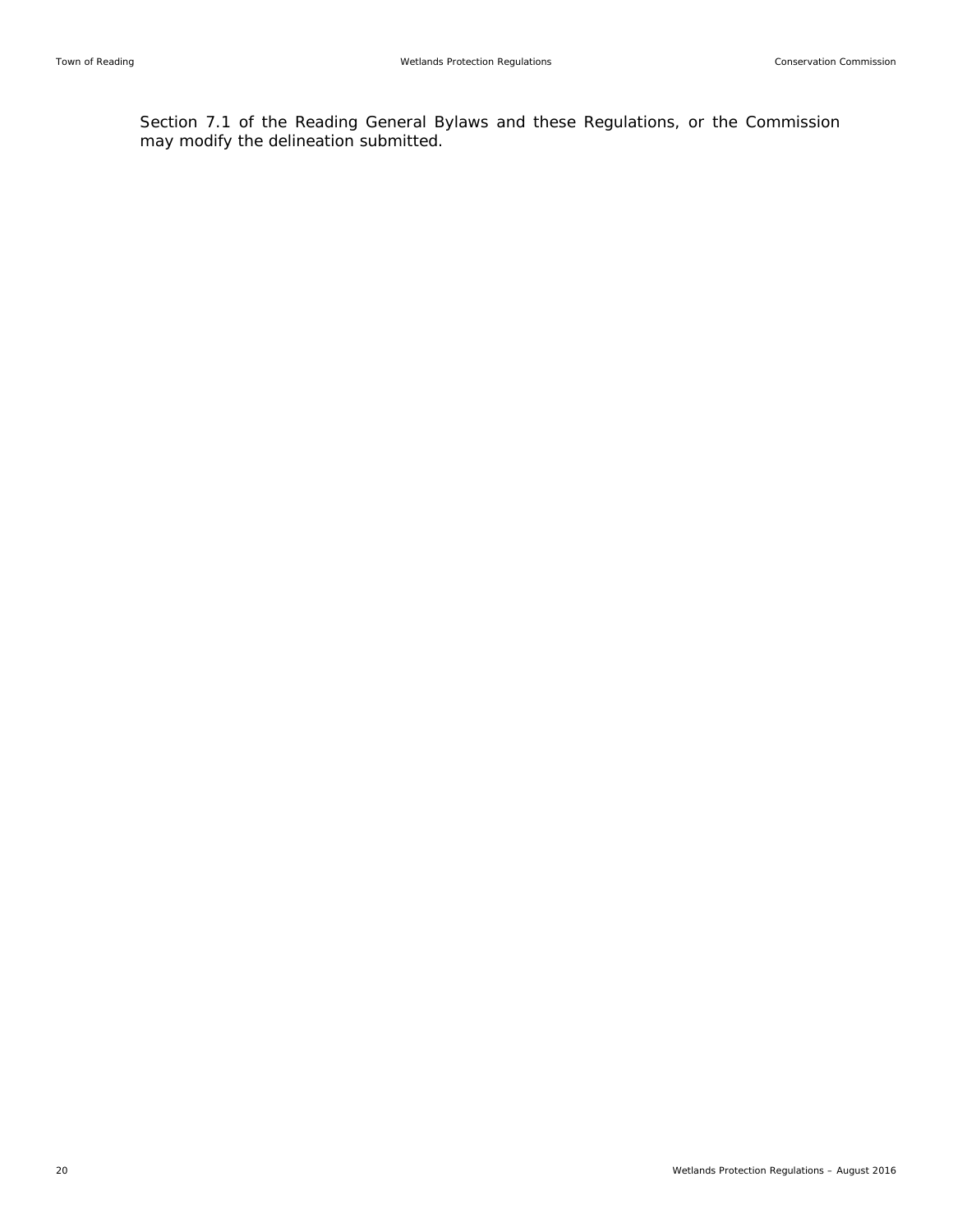Section 7.1 of the Reading General Bylaws and these Regulations, or the Commission may modify the delineation submitted.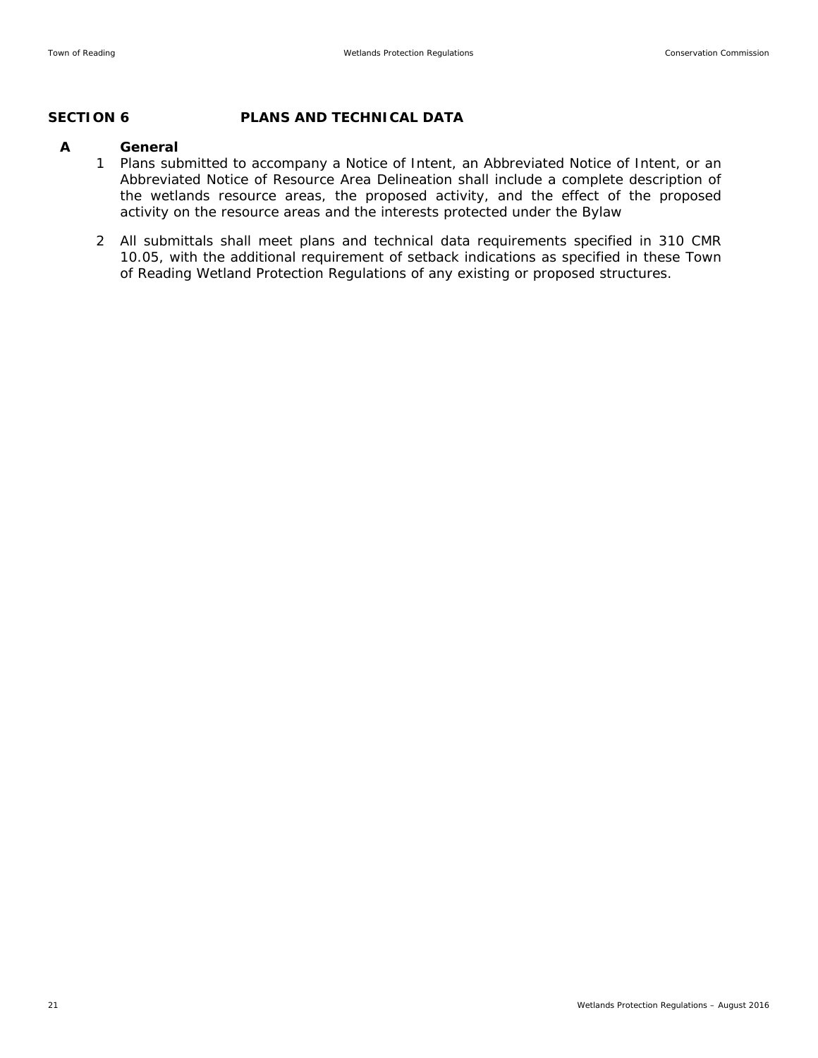## SECTION 6 PLANS AND TECHNICAL DATA

### A General

1. Plans submitted to accompany a Notice of Intent, an Abbreviated Notice of Intent, or an Abbreviated Notice of Resource Area Delineation shall include a complete description of the wetlands resource areas, the proposed activity, and the effect of the proposed activity on the resource areas and the interests protected under the Bylaw

2. All submittals shall meet plans and technical data requirements specified in 310 CMR 10.05, with the additional requirement of setback indications as specified in these Town of Reading Wetland Protection Regulations of any existing or proposed structures.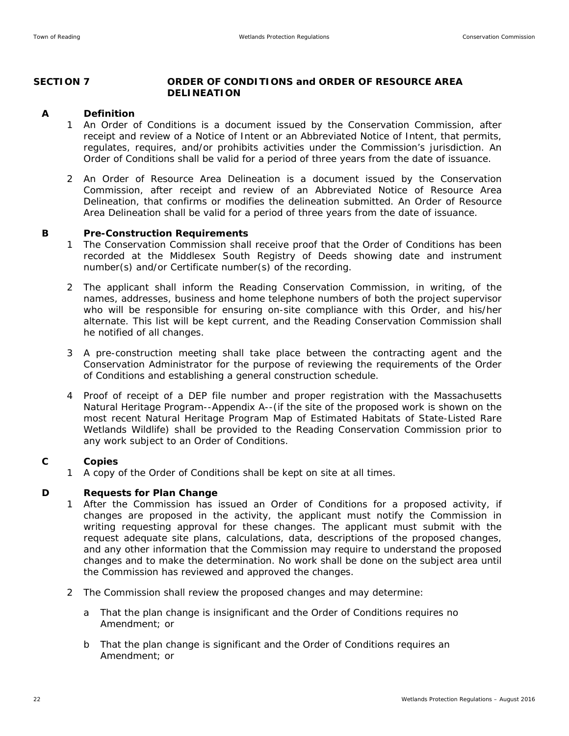## SECTION 7 ORDER OF CONDITIONS and ORDER OF RESOURCE AREA DELINEATION

### A Definition

1. An Order of Conditions is a document issued by the Conservation Commission, after receipt and review of a Notice of Intent or an Abbreviated Notice of Intent, that permits, regulates, requires, and/or prohibits activities under the Commission's jurisdiction. An Order of Conditions shall be valid for a period of three years from the date of issuance.

2. An Order of Resource Area Delineation is a document issued by the Conservation Commission, after receipt and review of an Abbreviated Notice of Resource Area Delineation, that confirms or modifies the delineation submitted. An Order of Resource Area Delineation shall be valid for a period of three years from the date of issuance.

### B Pre-Construction Requirements

1. The Conservation Commission shall receive proof that the Order of Conditions has been recorded at the Middlesex South Registry of Deeds showing date and instrument number(s) and/or Certificate number(s) of the recording.

2. The applicant shall inform the Reading Conservation Commission, in writing, of the names, addresses, business and home telephone numbers of both the project supervisor who will be responsible for ensuring on-site compliance with this Order, and his/her alternate. This list will be kept current, and the Reading Conservation Commission shall he notified of all changes.

3. A pre-construction meeting shall take place between the contracting agent and the Conservation Administrator for the purpose of reviewing the requirements of the Order of Conditions and establishing a general construction schedule.

4. Proof of receipt of a DEP file number and proper registration with the Massachusetts Natural Heritage Program--Appendix A--(if the site of the proposed work is shown on the most recent Natural Heritage Program Map of Estimated Habitats of State-Listed Rare Wetlands Wildlife) shall be provided to the Reading Conservation Commission prior to any work subject to an Order of Conditions.

### C Copies

1. A copy of the Order of Conditions shall be kept on site at all times.

### D Requests for Plan Change

1. After the Commission has issued an Order of Conditions for a proposed activity, if changes are proposed in the activity, the applicant must notify the Commission in writing requesting approval for these changes. The applicant must submit with the request adequate site plans, calculations, data, descriptions of the proposed changes, and any other information that the Commission may require to understand the proposed changes and to make the determination. No work shall be done on the subject area until the Commission has reviewed and approved the changes.

2. The Commission shall review the proposed changes and may determine:

   a. That the plan change is insignificant and the Order of Conditions requires no Amendment; or

   b. That the plan change is significant and the Order of Conditions requires an Amendment; or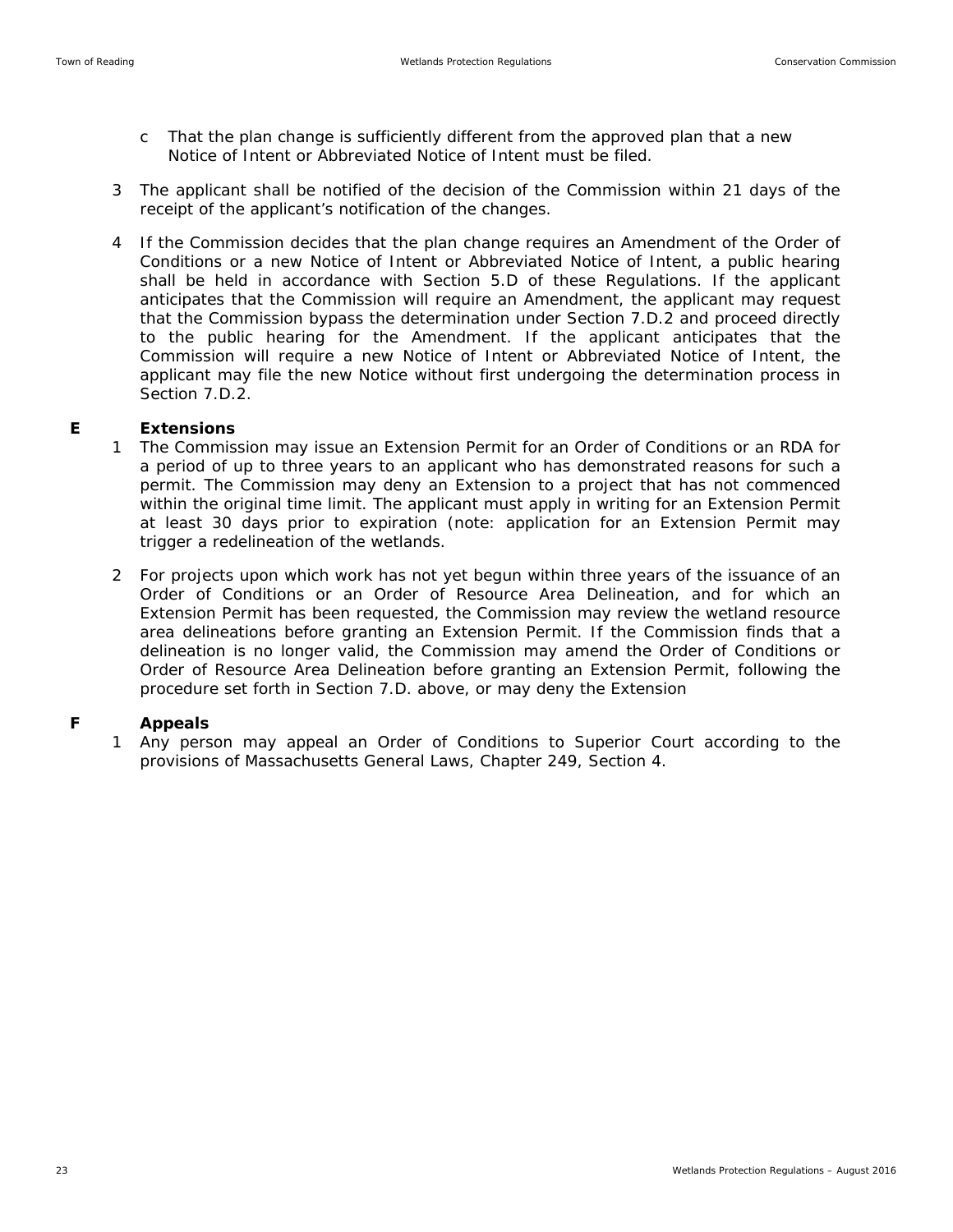c That the plan change is sufficiently different from the approved plan that a new Notice of Intent or Abbreviated Notice of Intent must be filed.

3 The applicant shall be notified of the decision of the Commission within 21 days of the receipt of the applicant's notification of the changes.

4 If the Commission decides that the plan change requires an Amendment of the Order of Conditions or a new Notice of Intent or Abbreviated Notice of Intent, a public hearing shall be held in accordance with Section 5.D of these Regulations. If the applicant anticipates that the Commission will require an Amendment, the applicant may request that the Commission bypass the determination under Section 7.D.2 and proceed directly to the public hearing for the Amendment. If the applicant anticipates that the Commission will require a new Notice of Intent or Abbreviated Notice of Intent, the applicant may file the new Notice without first undergoing the determination process in Section 7.D.2.

**E Extensions**

1 The Commission may issue an Extension Permit for an Order of Conditions or an RDA for a period of up to three years to an applicant who has demonstrated reasons for such a permit. The Commission may deny an Extension to a project that has not commenced within the original time limit. The applicant must apply in writing for an Extension Permit at least 30 days prior to expiration (note: application for an Extension Permit may trigger a redelineation of the wetlands.

2 For projects upon which work has not yet begun within three years of the issuance of an Order of Conditions or an Order of Resource Area Delineation, and for which an Extension Permit has been requested, the Commission may review the wetland resource area delineations before granting an Extension Permit. If the Commission finds that a delineation is no longer valid, the Commission may amend the Order of Conditions or Order of Resource Area Delineation before granting an Extension Permit, following the procedure set forth in Section 7.D. above, or may deny the Extension

**F Appeals**

1 Any person may appeal an Order of Conditions to Superior Court according to the provisions of Massachusetts General Laws, Chapter 249, Section 4.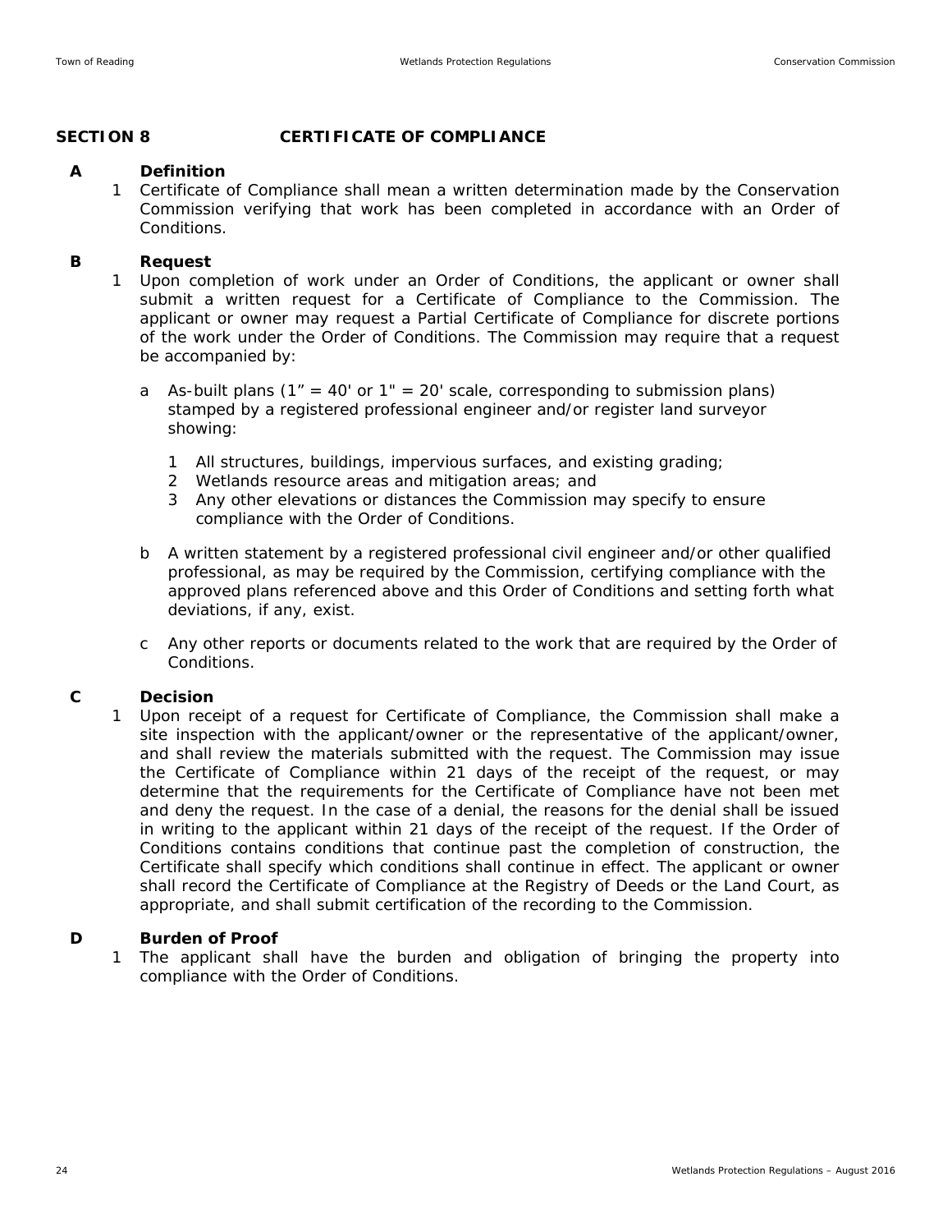## SECTION 8 CERTIFICATE OF COMPLIANCE

**A Definition**

1 Certificate of Compliance shall mean a written determination made by the Conservation Commission verifying that work has been completed in accordance with an Order of Conditions.

**B Request**

1 Upon completion of work under an Order of Conditions, the applicant or owner shall submit a written request for a Certificate of Compliance to the Commission. The applicant or owner may request a Partial Certificate of Compliance for discrete portions of the work under the Order of Conditions. The Commission may require that a request be accompanied by:

a As-built plans (1" = 40' or 1" = 20' scale, corresponding to submission plans) stamped by a registered professional engineer and/or register land surveyor showing:

1 All structures, buildings, impervious surfaces, and existing grading;
2 Wetlands resource areas and mitigation areas; and
3 Any other elevations or distances the Commission may specify to ensure compliance with the Order of Conditions.

b A written statement by a registered professional civil engineer and/or other qualified professional, as may be required by the Commission, certifying compliance with the approved plans referenced above and this Order of Conditions and setting forth what deviations, if any, exist.

c Any other reports or documents related to the work that are required by the Order of Conditions.

**C Decision**

1 Upon receipt of a request for Certificate of Compliance, the Commission shall make a site inspection with the applicant/owner or the representative of the applicant/owner, and shall review the materials submitted with the request. The Commission may issue the Certificate of Compliance within 21 days of the receipt of the request, or may determine that the requirements for the Certificate of Compliance have not been met and deny the request. In the case of a denial, the reasons for the denial shall be issued in writing to the applicant within 21 days of the receipt of the request. If the Order of Conditions contains conditions that continue past the completion of construction, the Certificate shall specify which conditions shall continue in effect. The applicant or owner shall record the Certificate of Compliance at the Registry of Deeds or the Land Court, as appropriate, and shall submit certification of the recording to the Commission.

**D Burden of Proof**

1 The applicant shall have the burden and obligation of bringing the property into compliance with the Order of Conditions.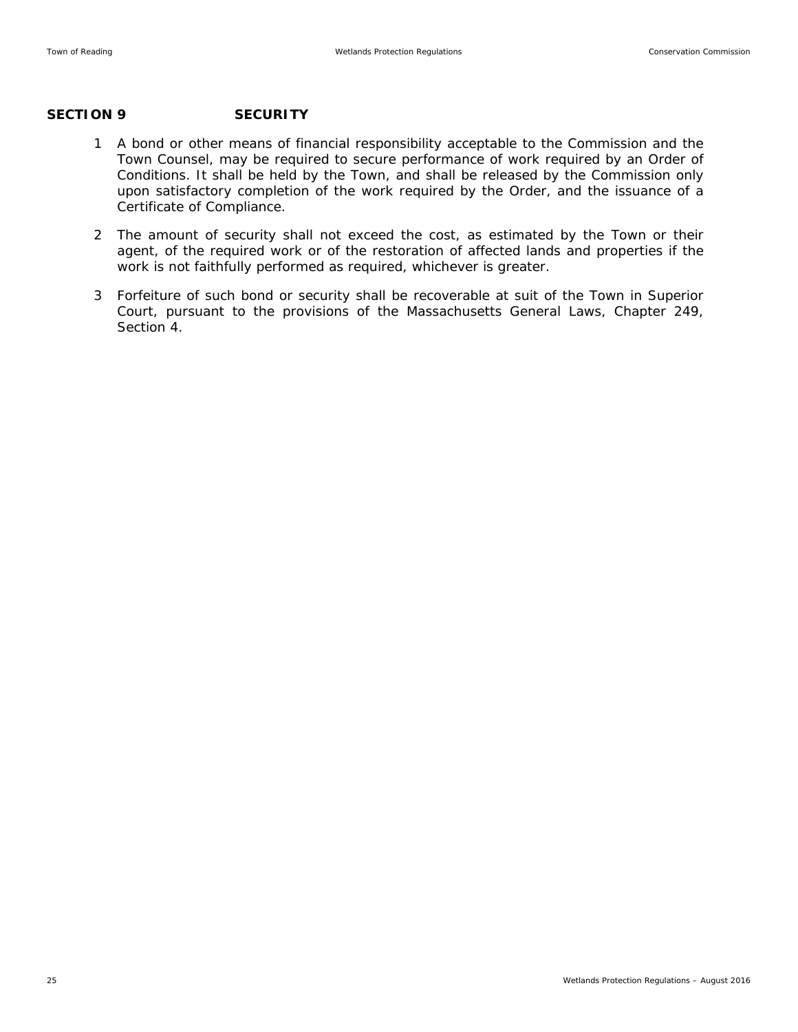## SECTION 9 SECURITY

1. A bond or other means of financial responsibility acceptable to the Commission and the Town Counsel, may be required to secure performance of work required by an Order of Conditions. It shall be held by the Town, and shall be released by the Commission only upon satisfactory completion of the work required by the Order, and the issuance of a Certificate of Compliance.

2. The amount of security shall not exceed the cost, as estimated by the Town or their agent, of the required work or of the restoration of affected lands and properties if the work is not faithfully performed as required, whichever is greater.

3. Forfeiture of such bond or security shall be recoverable at suit of the Town in Superior Court, pursuant to the provisions of the Massachusetts General Laws, Chapter 249, Section 4.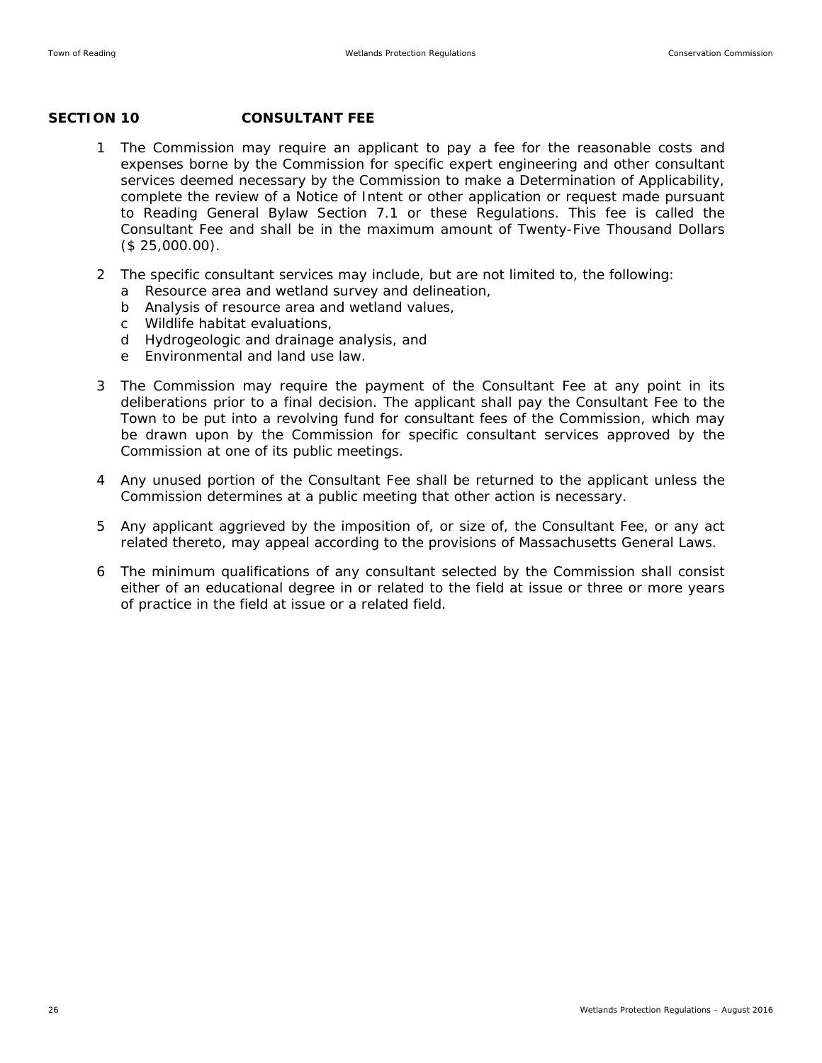## SECTION 10 CONSULTANT FEE

1. The Commission may require an applicant to pay a fee for the reasonable costs and expenses borne by the Commission for specific expert engineering and other consultant services deemed necessary by the Commission to make a Determination of Applicability, complete the review of a Notice of Intent or other application or request made pursuant to Reading General Bylaw Section 7.1 or these Regulations. This fee is called the Consultant Fee and shall be in the maximum amount of Twenty-Five Thousand Dollars ($ 25,000.00).

2. The specific consultant services may include, but are not limited to, the following:
   a. Resource area and wetland survey and delineation,
   b. Analysis of resource area and wetland values,
   c. Wildlife habitat evaluations,
   d. Hydrogeologic and drainage analysis, and
   e. Environmental and land use law.

3. The Commission may require the payment of the Consultant Fee at any point in its deliberations prior to a final decision. The applicant shall pay the Consultant Fee to the Town to be put into a revolving fund for consultant fees of the Commission, which may be drawn upon by the Commission for specific consultant services approved by the Commission at one of its public meetings.

4. Any unused portion of the Consultant Fee shall be returned to the applicant unless the Commission determines at a public meeting that other action is necessary.

5. Any applicant aggrieved by the imposition of, or size of, the Consultant Fee, or any act related thereto, may appeal according to the provisions of Massachusetts General Laws.

6. The minimum qualifications of any consultant selected by the Commission shall consist either of an educational degree in or related to the field at issue or three or more years of practice in the field at issue or a related field.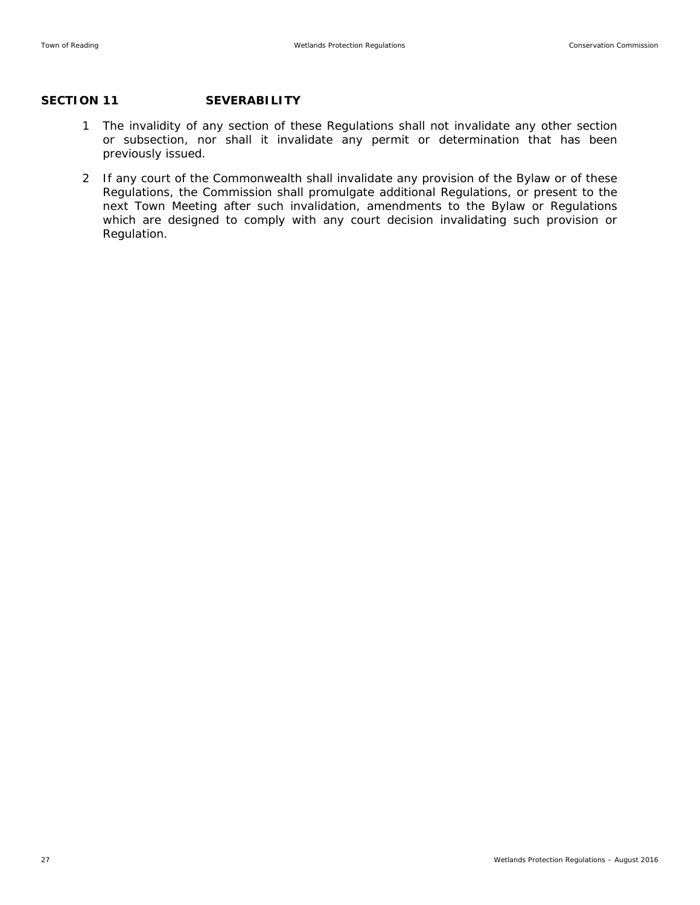## SECTION 11 SEVERABILITY

1. The invalidity of any section of these Regulations shall not invalidate any other section or subsection, nor shall it invalidate any permit or determination that has been previously issued.

2. If any court of the Commonwealth shall invalidate any provision of the Bylaw or of these Regulations, the Commission shall promulgate additional Regulations, or present to the next Town Meeting after such invalidation, amendments to the Bylaw or Regulations which are designed to comply with any court decision invalidating such provision or Regulation.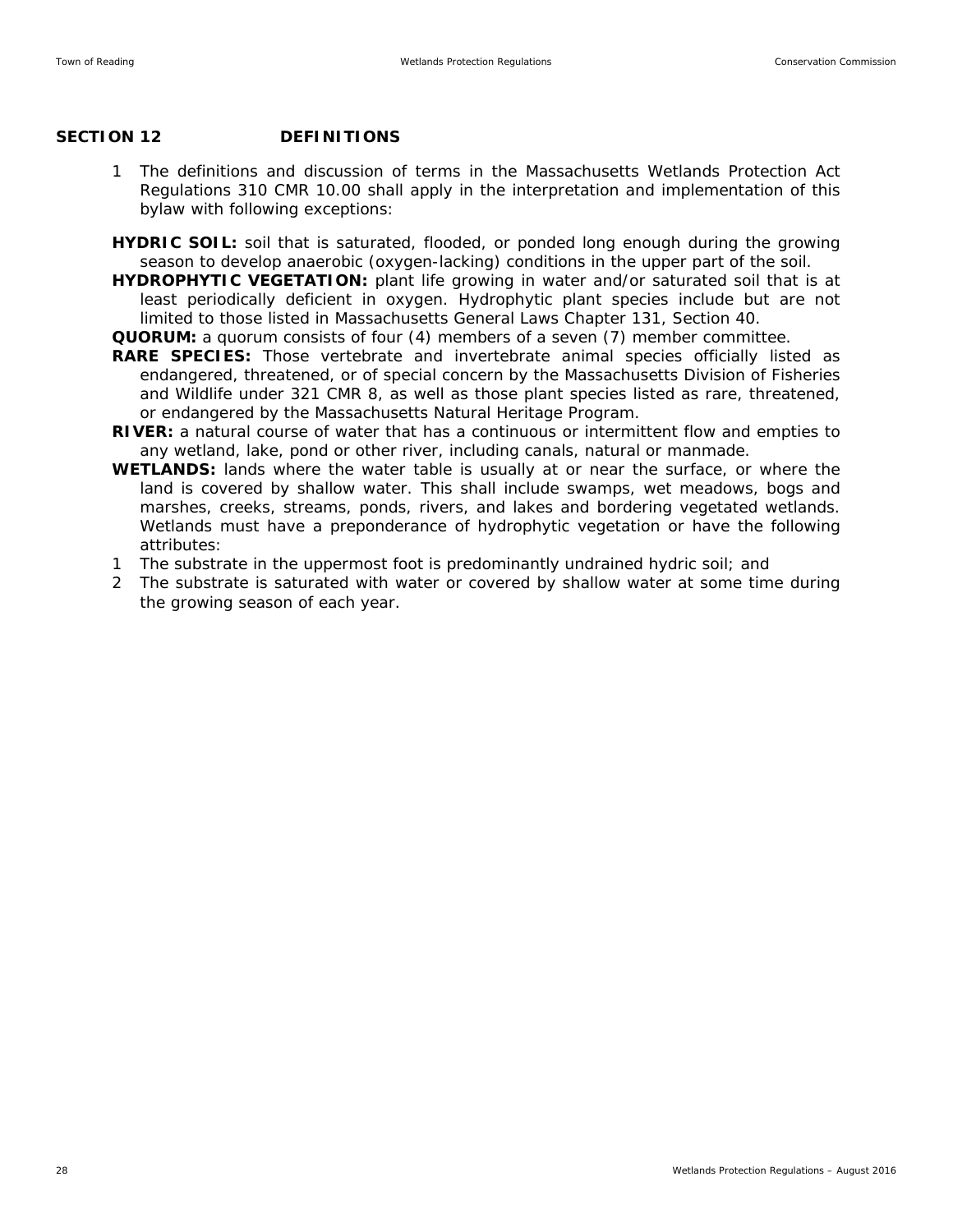## SECTION 12 DEFINITIONS

1. The definitions and discussion of terms in the Massachusetts Wetlands Protection Act Regulations 310 CMR 10.00 shall apply in the interpretation and implementation of this bylaw with following exceptions:

**HYDRIC SOIL:** soil that is saturated, flooded, or ponded long enough during the growing season to develop anaerobic (oxygen-lacking) conditions in the upper part of the soil.

**HYDROPHYTIC VEGETATION:** plant life growing in water and/or saturated soil that is at least periodically deficient in oxygen. Hydrophytic plant species include but are not limited to those listed in Massachusetts General Laws Chapter 131, Section 40.

**QUORUM:** a quorum consists of four (4) members of a seven (7) member committee.

**RARE SPECIES:** Those vertebrate and invertebrate animal species officially listed as endangered, threatened, or of special concern by the Massachusetts Division of Fisheries and Wildlife under 321 CMR 8, as well as those plant species listed as rare, threatened, or endangered by the Massachusetts Natural Heritage Program.

**RIVER:** a natural course of water that has a continuous or intermittent flow and empties to any wetland, lake, pond or other river, including canals, natural or manmade.

**WETLANDS:** lands where the water table is usually at or near the surface, or where the land is covered by shallow water. This shall include swamps, wet meadows, bogs and marshes, creeks, streams, ponds, rivers, and lakes and bordering vegetated wetlands. Wetlands must have a preponderance of hydrophytic vegetation or have the following attributes:

1. The substrate in the uppermost foot is predominantly undrained hydric soil; and
2. The substrate is saturated with water or covered by shallow water at some time during the growing season of each year.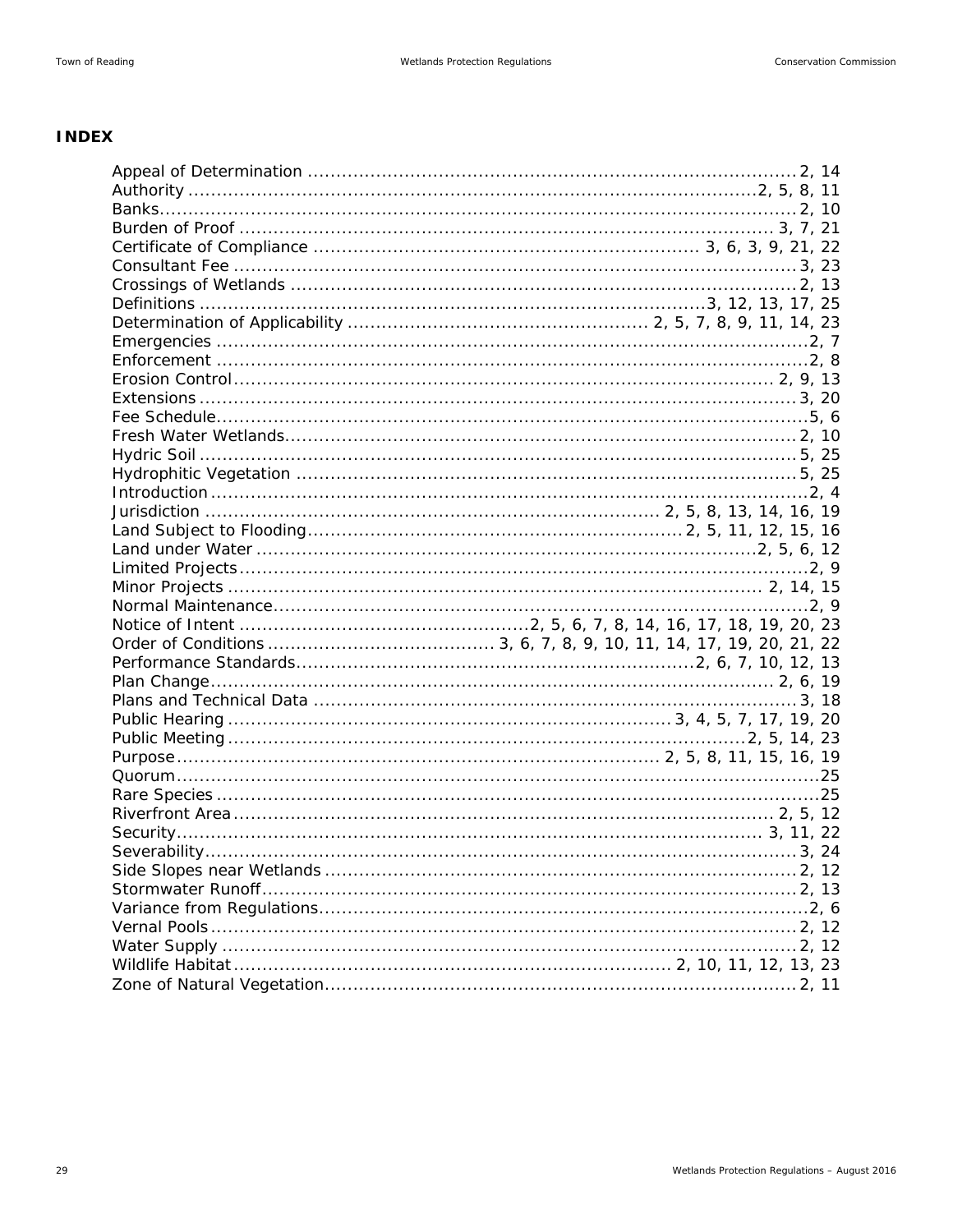## INDEX

Appeal of Determination ....................................................................................... 2, 14
Authority ...............................................................................................2, 5, 8, 11
Banks...................................................................................................................2, 10
Burden of Proof ............................................................................................. 3, 7, 21
Certificate of Compliance .................................................................. 3, 6, 3, 9, 21, 22
Consultant Fee .................................................................................................. 3, 23
Crossings of Wetlands ......................................................................................... 2, 13
Definitions .........................................................................................3, 12, 13, 17, 25
Determination of Applicability ................................................... 2, 5, 7, 8, 9, 11, 14, 23
Emergencies ..........................................................................................................2, 7
Enforcement ..........................................................................................................2, 8
Erosion Control.................................................................................................. 2, 9, 13
Extensions ......................................................................................................... 3, 20
Fee Schedule.........................................................................................................5, 6
Fresh Water Wetlands......................................................................................... 2, 10
Hydric Soil .......................................................................................................... 5, 25
Hydrophitic Vegetation ....................................................................................... 5, 25
Introduction ..........................................................................................................2, 4
Jurisdiction ............................................................................... 2, 5, 8, 13, 14, 16, 19
Land Subject to Flooding.................................................................. 2, 5, 11, 12, 15, 16
Land under Water .......................................................................................2, 5, 6, 12
Limited Projects ......................................................................................................2, 9
Minor Projects ..................................................................................................... 2, 14, 15
Normal Maintenance...............................................................................................2, 9
Notice of Intent ...................................................2, 5, 6, 7, 8, 14, 16, 17, 18, 19, 20, 23
Order of Conditions ....................................... 3, 6, 7, 8, 9, 10, 11, 14, 17, 19, 20, 21, 22
Performance Standards.....................................................................2, 6, 7, 10, 12, 13
Plan Change..................................................................................................... 2, 6, 19
Plans and Technical Data ..................................................................................... 3, 18
Public Hearing ........................................................................... 3, 4, 5, 7, 17, 19, 20
Public Meeting ...........................................................................................2, 5, 14, 23
Purpose................................................................................... 2, 5, 8, 11, 15, 16, 19
Quorum....................................................................................................................25
Rare Species ..........................................................................................................25
Riverfront Area ............................................................................................... 2, 5, 12
Security............................................................................................................ 3, 11, 22
Severability............................................................................................................3, 24
Side Slopes near Wetlands ..................................................................................2, 12
Stormwater Runoff..............................................................................................2, 13
Variance from Regulations.......................................................................................2, 6
Vernal Pools.........................................................................................................2, 12
Water Supply .......................................................................................................2, 12
Wildlife Habitat........................................................................... 2, 10, 11, 12, 13, 23
Zone of Natural Vegetation...................................................................................2, 11